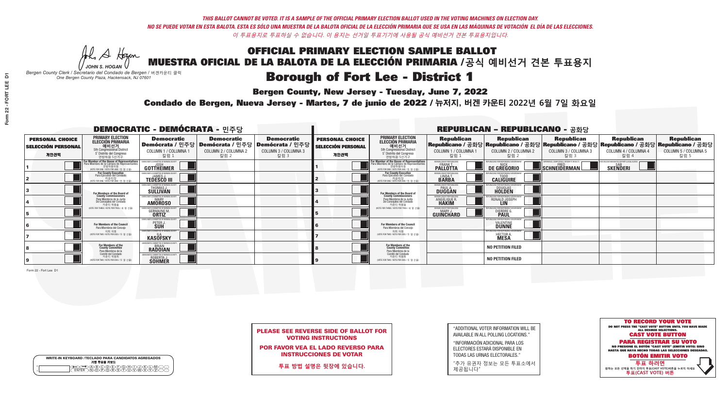*THIS BALLOT CANNOT BE VOTED. IT IS A SAMPLE OF THE OFFICIAL PRIMARY ELECTION BALLOT USED IN THE VOTING MACHINES ON ELECTION DAY.*
*NO SE PUEDE VOTAR EN ESTA BALOTA. ESTA ES SÓLO UNA MUESTRA DE LA BALOTA OFICIAL DE LA ELECCIÓN PRIMARIA QUE SE USA EN LAS MÁQUINAS DE VOTACIÓN EL DÍA DE LAS ELECCIONES.*
*이 투표용지로 투표하실 수 없습니다. 이 용지는 선거일 투표기기에 사용될 공식 예비선거 견본 투표용지입니다.*

JOHN S. HOGAN
*Bergen County Clerk / Secretario del Condado de Bergen / 버겐카운티 클럭*
*One Bergen County Plaza, Hackensack, NJ 07601*

# OFFICIAL PRIMARY ELECTION SAMPLE BALLOT
# MUESTRA OFICIAL DE LA BALOTA DE LA ELECCIÓN PRIMARIA / 공식 예비선거 견본 투표용지
## Borough of Fort Lee - District 1

**Bergen County, New Jersey - Tuesday, June 7, 2022**
**Condado de Bergen, Nueva Jersey - Martes, 7 de junio de 2022 / 뉴저지, 버겐 카운티 2022년 6월 7일 화요일**

## DEMOCRATIC - DEMÓCRATA - 민주당

| PERSONAL CHOICE / SELECCIÓN PERSONAL / 개인선택 | PRIMARY ELECTION / ELECCIÓN PRIMARIA / 예비선거 / 5th Congressional District / 5° Distrito del Congreso / 연방하원 5선거구 | Democratic / Demócrata / 민주당 COLUMN 1 / COLUMNA 1 / 칼럼 1 | Democratic / Demócrata / 민주당 COLUMN 2 / COLUMNA 2 / 칼럼 2 | Democratic / Demócrata / 민주당 COLUMN 3 / COLUMNA 3 / 칼럼 3 |
|---|---|---|---|---|
| 1 | For Member of the House of Representatives / Para Miembro de la Cámara de Representantes / 연방하원의원 (VOTE FOR ONE / VOTE POR UNO / 한 명 선출) | JOSH GOTTHEIMER | | |
| 2 | For County Executive / Para Ejecutivo del Condado / 카운티장 (VOTE FOR ONE / VOTE POR UNO / 한 명 선출) | JAMES J. TEDESCO III | | |
| 3 | For Members of the Board of County Commissioners / Para Miembros de la Junta De Concejales del Condado / 카운티 위원들 (VOTE FOR THREE / VOTE POR TRES / 세 명 선출) | THOMAS J. SULLIVAN | | |
| 4 | | MARY AMOROSO | | |
| 5 | | GERMAINE M. ORTIZ | | |
| 6 | For Members of the Council / Para Miembros del Concejo / 의회 의원 (VOTE FOR TWO / VOTE POR DOS / 두 명 선출) | PETER J. SUH | | |
| 7 | | ILA KASOFSKY | | |
| 8 | For Members of the County Committee / Para Miembros de la Comité del Condado / 카운티 위원회 (VOTE FOR TWO / VOTE POR DOS / 두 명 선출) | BRIAN RADOIAN | | |
| 9 | | ROBERTA J. SOHMER | | |

## REPUBLICAN - REPUBLICANO - 공화당

| PERSONAL CHOICE / SELECCIÓN PERSONAL / 개인선택 | PRIMARY ELECTION / ELECCIÓN PRIMARIA / 예비선거 / 5th Congressional District / 5° Distrito del Congreso / 연방하원 5선거구 | Republican / Republicano / 공화당 COLUMN 1 / COLUMNA 1 / 칼럼 1 | Republican / Republicano / 공화당 COLUMN 2 / COLUMNA 2 / 칼럼 2 | Republican / Republicano / 공화당 COLUMN 3 / COLUMNA 3 / 칼럼 3 | Republican / Republicano / 공화당 COLUMN 4 / COLUMNA 4 / 칼럼 4 | Republican / Republicano / 공화당 COLUMN 5 / COLUMNA 5 / 칼럼 5 |
|---|---|---|---|---|---|---|
| 1 | For Member of the House of Representatives / Para Miembro de la Cámara de Representantes / 연방하원의원 (VOTE FOR ONE / VOTE POR UNO / 한 명 선출) | FRANK T. PALLOTTA | NICK DE GREGORIO | FRED SCHNEIDERMAN | SAB SKENDERI | |
| 2 | For County Executive / Para Ejecutivo del Condado / 카운티장 (VOTE FOR ONE / VOTE POR UNO / 한 명 선출) | LINDA T. BARBA | TODD CALIGUIRE | | | |
| 3 | For Members of the Board of County Commissioners / Para Miembros de la Junta De Concejales del Condado / 카운티 위원들 (VOTE FOR THREE / VOTE POR TRES / 세 명 선출) | PAUL A. DUGGAN | DOUGLAS HOLDEN | | | |
| 4 | | ANGELIQUE R. HAKIM | RONALD JOSEPH LIN | | | |
| 5 | | MARY J. GUINCHARD | DIERDRE G. PAUL | | | |
| 6 | For Members of the Council / Para Miembros del Concejo / 의회 의원 (VOTE FOR TWO / VOTE POR DOS / 두 명 선출) | | VALENTINE DUNNE | | | |
| 7 | | | HECTOR A. MESA | | | |
| 8 | For Members of the County Committee / Para Miembros de la Comité del Condado / 카운티 위원회 (VOTE FOR TWO / VOTE POR DOS / 두 명 선출) | | NO PETITION FILED | | | |
| 9 | | | NO PETITION FILED | | | |

Form 22 - Fort Lee D1

WRITE-IN KEYBOARD / TECLADO PARA CANDIDATOS AGREGADOS / 기명 투표용 키보드

**PLEASE SEE REVERSE SIDE OF BALLOT FOR VOTING INSTRUCTIONS**

**POR FAVOR VEA EL LADO REVERSO PARA INSTRUCCIONES DE VOTAR**

**투표 방법 설명은 뒷장에 있습니다.**

"ADDITIONAL VOTER INFORMATION WILL BE AVAILABLE IN ALL POLLING LOCATIONS."

"INFORMACIÓN ADICIONAL PARA LOS ELECTORES ESTARÁ DISPONIBLE EN TODAS LAS URNAS ELECTORALES."

"추가 유권자 정보는 모든 투표소에서 제공됩니다"

**TO RECORD YOUR VOTE**
DO NOT PRESS THE "CAST VOTE" BUTTON UNTIL YOU HAVE MADE ALL DESIRED SELECTIONS.
**CAST VOTE BUTTON**
**PARA REGISTRAR SU VOTO**
NO PRESIONE EL BOTÓN "CAST VOTE" (EMITIR VOTO) SINO HASTA QUE HAYA HECHO TODAS LAS SELECCIONES DESEADAS.
**BOTÓN EMITIR VOTO**
**투표 하려면**
원하는 모든 선택을 하기 전까지 투표(CAST VOTE)버튼을 누르지 마세요.
**투표(CAST VOTE) 버튼**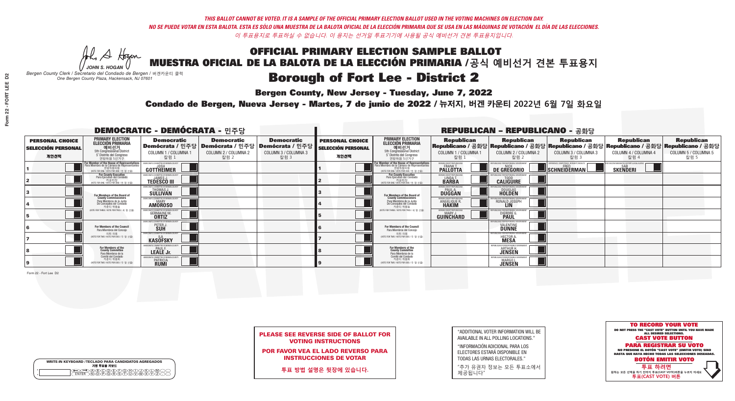*THIS BALLOT CANNOT BE VOTED. IT IS A SAMPLE OF THE OFFICIAL PRIMARY ELECTION BALLOT USED IN THE VOTING MACHINES ON ELECTION DAY.*
*NO SE PUEDE VOTAR EN ESTA BALOTA. ESTA ES SÓLO UNA MUESTRA DE LA BALOTA OFICIAL DE LA ELECCIÓN PRIMARIA QUE SE USA EN LAS MÁQUINAS DE VOTACIÓN EL DÍA DE LAS ELECCIONES.*
*이 투표용지로 투표하실 수 없습니다. 이 용지는 선거일 투표기기에 사용될 공식 예비선거 견본 투표용지입니다.*

JOHN S. HOGAN
*Bergen County Clerk / Secretario del Condado de Bergen / 버겐카운티 클럭*
*One Bergen County Plaza, Hackensack, NJ 07601*

# OFFICIAL PRIMARY ELECTION SAMPLE BALLOT
# MUESTRA OFICIAL DE LA BALOTA DE LA ELECCIÓN PRIMARIA /공식 예비선거 견본 투표용지

## Borough of Fort Lee - District 2

**Bergen County, New Jersey - Tuesday, June 7, 2022**

**Condado de Bergen, Nueva Jersey - Martes, 7 de junio de 2022 / 뉴저지, 버겐 카운티 2022년 6월 7일 화요일**

### DEMOCRATIC - DEMÓCRATA - 민주당

| PERSONAL CHOICE / SELECCIÓN PERSONAL / 개인선택 | PRIMARY ELECTION / ELECCIÓN PRIMARIA / 예비선거 (5th Congressional District / 5° Distrito del Congreso / 연방하원 5선거구) | Democratic / Demócrata / 민주당 COLUMN 1 / COLUMNA 1 / 칼럼 1 | Democratic / Demócrata / 민주당 COLUMN 2 / COLUMNA 2 / 칼럼 2 | Democratic / Demócrata / 민주당 COLUMN 3 / COLUMNA 3 / 칼럼 3 |
|---|---|---|---|---|
| 1 | For Member of the House of Representatives / Para Miembro de la Cámara de Representantes / 연방하원의원 (VOTE FOR ONE / VOTE POR UNO / 한 명 선출) | JOSH GOTTHEIMER | | |
| 2 | For County Executive / Para Ejecutivo del Condado / 카운티장 (VOTE FOR ONE / VOTE POR UNO / 한 명 선출) | JAMES J. TEDESCO III | | |
| 3 | For Members of the Board of County Commissioners / Para Miembros de la Junta De Concejales del Condado / 카운티 위원들 (VOTE FOR THREE / VOTE POR TRES / 세 명 선출) | THOMAS J. SULLIVAN | | |
| 4 | | MARY AMOROSO | | |
| 5 | | GERMAINE M. ORTIZ | | |
| 6 | For Members of the Council / Para Miembros del Concejo / 의회 의원 (VOTE FOR TWO / VOTE POR DOS / 두 명 선출) | PETER J. SUH | | |
| 7 | | ILA KASOFSKY | | |
| 8 | For Members of the County Committee / Para Miembros de la Comité del Condado / 카운티 위원회 (VOTE FOR TWO / VOTE POR DOS / 두 명 선출) | PAUL F. LEALE Jr. | | |
| 9 | | PATRICIA RUMI | | |

### REPUBLICAN - REPUBLICANO - 공화당

| PERSONAL CHOICE / SELECCIÓN PERSONAL / 개인선택 | PRIMARY ELECTION / ELECCIÓN PRIMARIA / 예비선거 (5th Congressional District / 5° Distrito del Congreso / 연방하원 5선거구) | Republican / Republicano / 공화당 COLUMN 1 / COLUMNA 1 / 칼럼 1 | Republican / Republicano / 공화당 COLUMN 2 / COLUMNA 2 / 칼럼 2 | Republican / Republicano / 공화당 COLUMN 3 / COLUMNA 3 / 칼럼 3 | Republican / Republicano / 공화당 COLUMN 4 / COLUMNA 4 / 칼럼 4 | Republican / Republicano / 공화당 COLUMN 5 / COLUMNA 5 / 칼럼 5 |
|---|---|---|---|---|---|---|
| 1 | For Member of the House of Representatives / Para Miembro de la Cámara de Representantes / 연방하원의원 (VOTE FOR ONE / VOTE POR UNO / 한 명 선출) | FRANK T. PALLOTTA | NICK DE GREGORIO | FRED SCHNEIDERMAN | SAB SKENDERI | |
| 2 | For County Executive / Para Ejecutivo del Condado / 카운티장 (VOTE FOR ONE / VOTE POR UNO / 한 명 선출) | LINDA T. BARBA | TODD CALIGUIRE | | | |
| 3 | For Members of the Board of County Commissioners / Para Miembros de la Junta De Concejales del Condado / 카운티 위원들 (VOTE FOR THREE / VOTE POR TRES / 세 명 선출) | PAUL A. DUGGAN | DOUGLAS HOLDEN | | | |
| 4 | | ANGELIQUE R. HAKIM | RONALD JOSEPH LIN | | | |
| 5 | | MARY J. GUINCHARD | DIERDRE G. PAUL | | | |
| 6 | For Members of the Council / Para Miembros del Concejo / 의회 의원 (VOTE FOR TWO / VOTE POR DOS / 두 명 선출) | | VALENTINE DUNNE | | | |
| 7 | | | HECTOR A. MESA | | | |
| 8 | For Members of the County Committee / Para Miembros de la Comité del Condado / 카운티 위원회 (VOTE FOR TWO / VOTE POR DOS / 두 명 선출) | | ARTHUR H. JENSEN | | | |
| 9 | | | MARGO I. JENSEN | | | |

Form 22 - Fort Lee D2

**PLEASE SEE REVERSE SIDE OF BALLOT FOR VOTING INSTRUCTIONS**

**POR FAVOR VEA EL LADO REVERSO PARA INSTRUCCIONES DE VOTAR**

**투표 방법 설명은 뒷장에 있습니다.**

"ADDITIONAL VOTER INFORMATION WILL BE AVAILABLE IN ALL POLLING LOCATIONS."

"INFORMACIÓN ADICIONAL PARA LOS ELECTORES ESTARÁ DISPONIBLE EN TODAS LAS URNAS ELECTORALES."

"추가 유권자 정보는 모든 투표소에서 제공됩니다"

WRITE-IN KEYBOARD /TECLADO PARA CANDIDATOS AGREGADOS
기명 투표용 키보드

**TO RECORD YOUR VOTE**
DO NOT PRESS THE "CAST VOTE" BUTTON UNTIL YOU HAVE MADE ALL DESIRED SELECTIONS.
**CAST VOTE BUTTON**

**PARA REGISTRAR SU VOTO**
NO PRESIONE EL BOTÓN "CAST VOTE" (EMITIR VOTO) SINO HASTA QUE HAYA HECHO TODAS LAS SELECCIONES DESEADAS.
**BOTÓN EMITIR VOTO**

**투표 하려면**
원하는 모든 선택을 하기 전까지 투표(CAST VOTE)버튼을 누르지 마세요.
**투표(CAST VOTE) 버튼**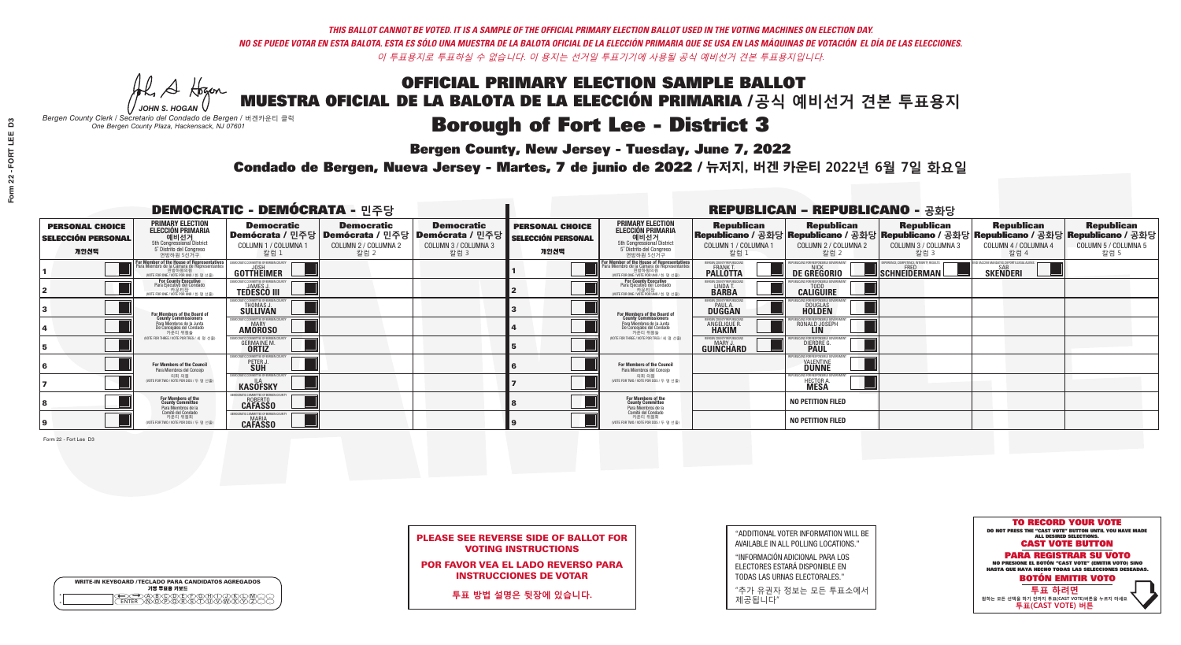*THIS BALLOT CANNOT BE VOTED. IT IS A SAMPLE OF THE OFFICIAL PRIMARY ELECTION BALLOT USED IN THE VOTING MACHINES ON ELECTION DAY.*
*NO SE PUEDE VOTAR EN ESTA BALOTA. ESTA ES SÓLO UNA MUESTRA DE LA BALOTA OFICIAL DE LA ELECCIÓN PRIMARIA QUE SE USA EN LAS MÁQUINAS DE VOTACIÓN EL DÍA DE LAS ELECCIONES.*
*이 투표용지로 투표하실 수 없습니다. 이 용지는 선거일 투표기기에 사용될 공식 예비선거 견본 투표용지입니다.*

JOHN S. HOGAN
*Bergen County Clerk / Secretario del Condado de Bergen / 버겐카운티 클럭*
*One Bergen County Plaza, Hackensack, NJ 07601*

# OFFICIAL PRIMARY ELECTION SAMPLE BALLOT
# MUESTRA OFICIAL DE LA BALOTA DE LA ELECCIÓN PRIMARIA /공식 예비선거 견본 투표용지

## Borough of Fort Lee - District 3

**Bergen County, New Jersey - Tuesday, June 7, 2022**

**Condado de Bergen, Nueva Jersey - Martes, 7 de junio de 2022 / 뉴저지, 버겐 카운티 2022년 6월 7일 화요일**

### DEMOCRATIC - DEMÓCRATA - 민주당

| PERSONAL CHOICE / SELECCIÓN PERSONAL / 개인선택 | PRIMARY ELECTION / ELECCIÓN PRIMARIA / 예비선거 (5th Congressional District / 5° Distrito del Congreso / 연방하원 5선거구) | Democratic / Demócrata / 민주당 COLUMN 1 / COLUMNA 1 / 칼럼 1 | Democratic / Demócrata / 민주당 COLUMN 2 / COLUMNA 2 / 칼럼 2 | Democratic / Demócrata / 민주당 COLUMN 3 / COLUMNA 3 / 칼럼 3 |
|---|---|---|---|---|
| 1 | For Member of the House of Representatives / Para Miembro de la Cámara de Representantes / 연방하원의원 (VOTE FOR ONE / VOTE POR UNO / 한 명 선출) | JOSH GOTTHEIMER | | |
| 2 | For County Executive / Para Ejecutivo del Condado / 카운티장 (VOTE FOR ONE / VOTE POR UNO / 한 명 선출) | JAMES J. TEDESCO III | | |
| 3 | For Members of the Board of County Commissioners / Para Miembros de la Junta De Concejales del Condado / 카운티 위원들 (VOTE FOR THREE / VOTE POR TRES / 세 명 선출) | THOMAS J. SULLIVAN | | |
| 4 | | MARY AMOROSO | | |
| 5 | | GERMAINE M. ORTIZ | | |
| 6 | For Members of the Council / Para Miembros del Concejo / 의회 의원 (VOTE FOR TWO / VOTE POR DOS / 두 명 선출) | PETER J. SUH | | |
| 7 | | ILA KASOFSKY | | |
| 8 | For Members of the County Committee / Para Miembros de la Comité del Condado / 카운티 위원회 (VOTE FOR TWO / VOTE POR DOS / 두 명 선출) | ROBERTO CAFASSO | | |
| 9 | | MARIA CAFASSO | | |

### REPUBLICAN - REPUBLICANO - 공화당

| PERSONAL CHOICE / SELECCIÓN PERSONAL / 개인선택 | PRIMARY ELECTION / ELECCIÓN PRIMARIA / 예비선거 (5th Congressional District / 5° Distrito del Congreso / 연방하원 5선거구) | Republican / Republicano / 공화당 COLUMN 1 / COLUMNA 1 / 칼럼 1 | Republican / Republicano / 공화당 COLUMN 2 / COLUMNA 2 / 칼럼 2 | Republican / Republicano / 공화당 COLUMN 3 / COLUMNA 3 / 칼럼 3 | Republican / Republicano / 공화당 COLUMN 4 / COLUMNA 4 / 칼럼 4 | Republican / Republicano / 공화당 COLUMN 5 / COLUMNA 5 / 칼럼 5 |
|---|---|---|---|---|---|---|
| 1 | For Member of the House of Representatives / Para Miembro de la Cámara de Representantes / 연방하원의원 (VOTE FOR ONE / VOTE POR UNO / 한 명 선출) | FRANK T. PALLOTTA | NICK DE GREGORIO | FRED SCHNEIDERMAN | SAB SKENDERI | |
| 2 | For County Executive / Para Ejecutivo del Condado / 카운티장 (VOTE FOR ONE / VOTE POR UNO / 한 명 선출) | LINDA T. BARBA | TODD CALIGUIRE | | | |
| 3 | For Members of the Board of County Commissioners / Para Miembros de la Junta De Concejales del Condado / 카운티 위원들 (VOTE FOR THREE / VOTE POR TRES / 세 명 선출) | PAUL A. DUGGAN | DOUGLAS HOLDEN | | | |
| 4 | | ANGELIQUE R. HAKIM | RONALD JOSEPH LIN | | | |
| 5 | | MARY J. GUINCHARD | DIERDRE G. PAUL | | | |
| 6 | For Members of the Council / Para Miembros del Concejo / 의회 의원 (VOTE FOR TWO / VOTE POR DOS / 두 명 선출) | | VALENTINE DUNNE | | | |
| 7 | | | HECTOR A. MESA | | | |
| 8 | For Members of the County Committee / Para Miembros de la Comité del Condado / 카운티 위원회 (VOTE FOR TWO / VOTE POR DOS / 두 명 선출) | NO PETITION FILED | | | | |
| 9 | | NO PETITION FILED | | | | |

Form 22 - Fort Lee D3

**PLEASE SEE REVERSE SIDE OF BALLOT FOR VOTING INSTRUCTIONS**

**POR FAVOR VEA EL LADO REVERSO PARA INSTRUCCIONES DE VOTAR**

**투표 방법 설명은 뒷장에 있습니다.**

"ADDITIONAL VOTER INFORMATION WILL BE AVAILABLE IN ALL POLLING LOCATIONS."

"INFORMACIÓN ADICIONAL PARA LOS ELECTORES ESTARÁ DISPONIBLE EN TODAS LAS URNAS ELECTORALES."

"추가 유권자 정보는 모든 투표소에서 제공됩니다"

WRITE-IN KEYBOARD /TECLADO PARA CANDIDATOS AGREGADOS
기명 투표용 키보드

**TO RECORD YOUR VOTE**
DO NOT PRESS THE "CAST VOTE" BUTTON UNTIL YOU HAVE MADE ALL DESIRED SELECTIONS.
**CAST VOTE BUTTON**
**PARA REGISTRAR SU VOTO**
NO PRESIONE EL BOTÓN "CAST VOTE" (EMITIR VOTO) SINO HASTA QUE HAYA HECHO TODAS LAS SELECCIONES DESEADAS.
**BOTÓN EMITIR VOTO**
**투표 하려면**
원하는 모든 선택을 하기 전까지 투표(CAST VOTE)버튼을 누르지 마세요.
**투표(CAST VOTE) 버튼**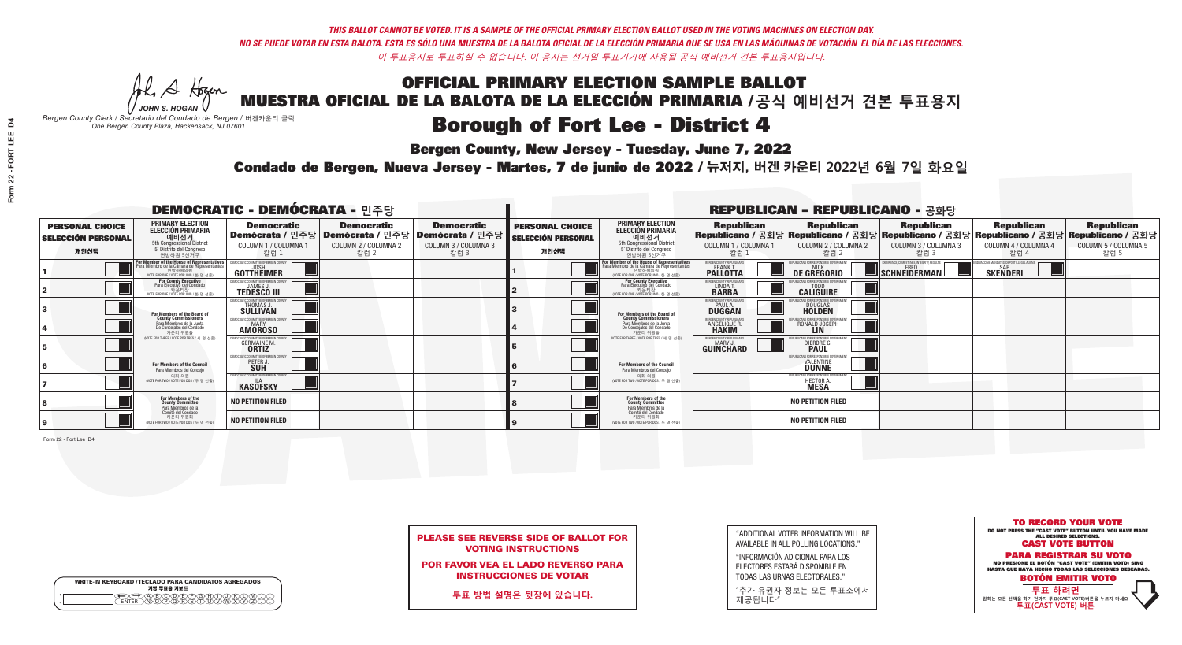*THIS BALLOT CANNOT BE VOTED. IT IS A SAMPLE OF THE OFFICIAL PRIMARY ELECTION BALLOT USED IN THE VOTING MACHINES ON ELECTION DAY.*
*NO SE PUEDE VOTAR EN ESTA BALOTA. ESTA ES SÓLO UNA MUESTRA DE LA BALOTA OFICIAL DE LA ELECCIÓN PRIMARIA QUE SE USA EN LAS MÁQUINAS DE VOTACIÓN EL DÍA DE LAS ELECCIONES.*
*이 투표용지로 투표하실 수 없습니다. 이 용지는 선거일 투표기기에 사용될 공식 예비선거 견본 투표용지입니다.*

JOHN S. HOGAN
Bergen County Clerk / Secretario del Condado de Bergen / 버겐카운티 클럭
One Bergen County Plaza, Hackensack, NJ 07601

# OFFICIAL PRIMARY ELECTION SAMPLE BALLOT
# MUESTRA OFICIAL DE LA BALOTA DE LA ELECCIÓN PRIMARIA /공식 예비선거 견본 투표용지
# Borough of Fort Lee - District 4

**Bergen County, New Jersey - Tuesday, June 7, 2022**
**Condado de Bergen, Nueva Jersey - Martes, 7 de junio de 2022 / 뉴저지, 버겐 카운티 2022년 6월 7일 화요일**

## DEMOCRATIC - DEMÓCRATA - 민주당

| PERSONAL CHOICE / SELECCIÓN PERSONAL / 개인선택 | PRIMARY ELECTION / ELECCIÓN PRIMARIA / 예비선거 5th Congressional District / 5° Distrito del Congreso / 연방하원 5선거구 | Democratic COLUMN 1 / COLUMNA 1 / 칼럼 1 | Democratic COLUMN 2 / COLUMNA 2 / 칼럼 2 | Democratic COLUMN 3 / COLUMNA 3 / 칼럼 3 |
|---|---|---|---|---|
| 1 | For Member of the House of Representatives / Para Miembro de la Cámara de Representantes / 연방하원의원 (VOTE FOR ONE / VOTE POR UNO / 한 명 선출) | JOSH GOTTHEIMER | | |
| 2 | For County Executive / Para Ejecutivo del Condado / 카운티장 (VOTE FOR ONE / VOTE POR UNO / 한 명 선출) | JAMES J. TEDESCO III | | |
| 3 | For Members of the Board of County Commissioners / Para Miembros de la Junta De Concejales del Condado / 카운티 위원들 (VOTE FOR THREE / VOTE POR TRES / 세 명 선출) | THOMAS J. SULLIVAN | | |
| 4 | | MARY AMOROSO | | |
| 5 | | GERMAINE M. ORTIZ | | |
| 6 | For Members of the Council / Para Miembros del Concejo / 의회 의원 (VOTE FOR TWO / VOTE POR DOS / 두 명 선출) | PETER J. SUH | | |
| 7 | | ILA KASOFSKY | | |
| 8 | For Members of the County Committee / Para Miembros de la Comité del Condado / 카운티 위원회 (VOTE FOR TWO / VOTE POR DOS / 두 명 선출) | NO PETITION FILED | | |
| 9 | | NO PETITION FILED | | |

## REPUBLICAN - REPUBLICANO - 공화당

| PERSONAL CHOICE / SELECCIÓN PERSONAL / 개인선택 | PRIMARY ELECTION / ELECCIÓN PRIMARIA / 예비선거 5th Congressional District / 5° Distrito del Congreso / 연방하원 5선거구 | Republican COLUMN 1 / COLUMNA 1 / 칼럼 1 | Republican COLUMN 2 / COLUMNA 2 / 칼럼 2 | Republican COLUMN 3 / COLUMNA 3 / 칼럼 3 | Republican COLUMN 4 / COLUMNA 4 / 칼럼 4 | Republican COLUMN 5 / COLUMNA 5 / 칼럼 5 |
|---|---|---|---|---|---|---|
| 1 | For Member of the House of Representatives / Para Miembro de la Cámara de Representantes / 연방하원의원 (VOTE FOR ONE / VOTE POR UNO / 한 명 선출) | FRANK T. PALLOTTA | NICK DE GREGORIO | FRED SCHNEIDERMAN | SAB SKENDERI | |
| 2 | For County Executive / Para Ejecutivo del Condado / 카운티장 (VOTE FOR ONE / VOTE POR UNO / 한 명 선출) | LINDA T. BARBA | TODD CALIGUIRE | | | |
| 3 | For Members of the Board of County Commissioners / Para Miembros de la Junta De Concejales del Condado / 카운티 위원들 (VOTE FOR THREE / VOTE POR TRES / 세 명 선출) | PAUL A. DUGGAN | DOUGLAS HOLDEN | | | |
| 4 | | ANGELIQUE R. HAKIM | RONALD JOSEPH LIN | | | |
| 5 | | MARY J. GUINCHARD | DIERDRE G. PAUL | | | |
| 6 | For Members of the Council / Para Miembros del Concejo / 의회 의원 (VOTE FOR TWO / VOTE POR DOS / 두 명 선출) | | VALENTINE DUNNE | | | |
| 7 | | | HECTOR A. MESA | | | |
| 8 | For Members of the County Committee / Para Miembros de la Comité del Condado / 카운티 위원회 (VOTE FOR TWO / VOTE POR DOS / 두 명 선출) | | NO PETITION FILED | | | |
| 9 | | | NO PETITION FILED | | | |

**PLEASE SEE REVERSE SIDE OF BALLOT FOR VOTING INSTRUCTIONS**
**POR FAVOR VEA EL LADO REVERSO PARA INSTRUCCIONES DE VOTAR**
**투표 방법 설명은 뒷장에 있습니다.**

"ADDITIONAL VOTER INFORMATION WILL BE AVAILABLE IN ALL POLLING LOCATIONS."
"INFORMACIÓN ADICIONAL PARA LOS ELECTORES ESTARÁ DISPONIBLE EN TODAS LAS URNAS ELECTORALES."
"추가 유권자 정보는 모든 투표소에서 제공됩니다"

**TO RECORD YOUR VOTE**
DO NOT PRESS THE "CAST VOTE" BUTTON UNTIL YOU HAVE MADE ALL DESIRED SELECTIONS.
**CAST VOTE BUTTON**
**PARA REGISTRAR SU VOTO**
NO PRESIONE EL BOTÓN "CAST VOTE" (EMITIR VOTO) SINO HASTA QUE HAYA HECHO TODAS LAS SELECCIONES DESEADAS.
**BOTÓN EMITIR VOTO**
**투표 하려면**
원하는 모든 선택을 하기 전까지 투표(CAST VOTE) 버튼을 누르지 마세요.
**투표(CAST VOTE) 버튼**

WRITE-IN KEYBOARD /TECLADO PARA CANDIDATOS AGREGADOS
기명 투표용 키보드

Form 22 - Fort Lee D4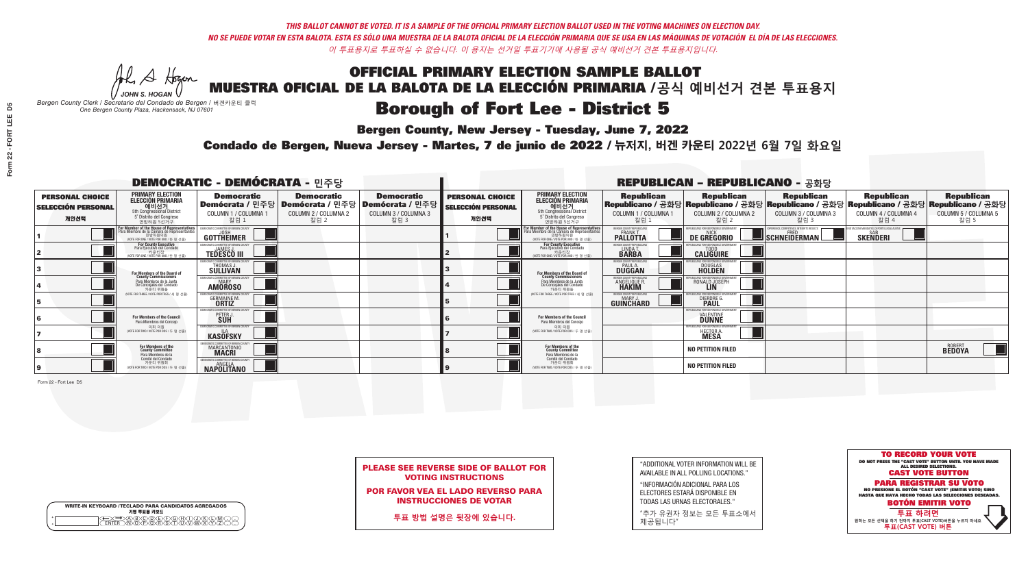*THIS BALLOT CANNOT BE VOTED. IT IS A SAMPLE OF THE OFFICIAL PRIMARY ELECTION BALLOT USED IN THE VOTING MACHINES ON ELECTION DAY.*
*NO SE PUEDE VOTAR EN ESTA BALOTA. ESTA ES SÓLO UNA MUESTRA DE LA BALOTA OFICIAL DE LA ELECCIÓN PRIMARIA QUE SE USA EN LAS MÁQUINAS DE VOTACIÓN EL DÍA DE LAS ELECCIONES.*
*이 투표용지로 투표하실 수 없습니다. 이 용지는 선거일 투표기기에 사용될 공식 예비선거 견본 투표용지입니다.*

JOHN S. HOGAN
Bergen County Clerk / Secretario del Condado de Bergen / 버겐카운티 클럭
One Bergen County Plaza, Hackensack, NJ 07601

# OFFICIAL PRIMARY ELECTION SAMPLE BALLOT
# MUESTRA OFICIAL DE LA BALOTA DE LA ELECCIÓN PRIMARIA / 공식 예비선거 견본 투표용지

## Borough of Fort Lee - District 5

**Bergen County, New Jersey - Tuesday, June 7, 2022**

**Condado de Bergen, Nueva Jersey - Martes, 7 de junio de 2022 / 뉴저지, 버겐 카운티 2022년 6월 7일 화요일**

### DEMOCRATIC - DEMÓCRATA - 민주당

| PERSONAL CHOICE / SELECCIÓN PERSONAL / 개인선택 | PRIMARY ELECTION / ELECCIÓN PRIMARIA / 예비선거 | Democratic / Demócrata / 민주당 COLUMN 1 / COLUMNA 1 / 칼럼 1 | Democratic / Demócrata / 민주당 COLUMN 2 / COLUMNA 2 / 칼럼 2 | Democratic / Demócrata / 민주당 COLUMN 3 / COLUMNA 3 / 칼럼 3 |
|---|---|---|---|---|
| 1 | For Member of the House of Representatives / Para Miembro de la Cámara de Representantes / 연방하원의원 (5th Congressional District / 5° Distrito del Congreso / 연방하원 5선거구) (VOTE FOR ONE / VOTE POR UNO / 한 명 선출) | JOSH GOTTHEIMER | | |
| 2 | For County Executive / Para Ejecutivo del Condado / 카운티장 (VOTE FOR ONE / VOTE POR UNO / 한 명 선출) | JAMES J. TEDESCO III | | |
| 3 | For Members of the Board of County Commissioners / Para Miembros de la Junta De Concejales del Condado / 카운티 위원들 (VOTE FOR THREE / VOTE POR TRES / 세 명 선출) | THOMAS J. SULLIVAN | | |
| 4 | | MARY AMOROSO | | |
| 5 | | GERMAINE M. ORTIZ | | |
| 6 | For Members of the Council / Para Miembros del Concejo / 의회 의원 (VOTE FOR TWO / VOTE POR DOS / 두 명 선출) | PETER J. SUH | | |
| 7 | | ILA KASOFSKY | | |
| 8 | For Members of the County Committee / Para Miembros de la Comité del Condado / 카운티 위원회 (VOTE FOR TWO / VOTE POR DOS / 두 명 선출) | MARCANTONIO MACRI | | |
| 9 | | ANGELA NAPOLITANO | | |

### REPUBLICAN - REPUBLICANO - 공화당

| PERSONAL CHOICE / SELECCIÓN PERSONAL / 개인선택 | PRIMARY ELECTION / ELECCIÓN PRIMARIA / 예비선거 | Republican / Republicano / 공화당 COLUMN 1 / COLUMNA 1 / 칼럼 1 | Republican / Republicano / 공화당 COLUMN 2 / COLUMNA 2 / 칼럼 2 | Republican / Republicano / 공화당 COLUMN 3 / COLUMNA 3 / 칼럼 3 | Republican / Republicano / 공화당 COLUMN 4 / COLUMNA 4 / 칼럼 4 | Republican / Republicano / 공화당 COLUMN 5 / COLUMNA 5 / 칼럼 5 |
|---|---|---|---|---|---|---|
| 1 | For Member of the House of Representatives / Para Miembro de la Cámara de Representantes / 연방하원의원 (5th Congressional District / 5° Distrito del Congreso / 연방하원 5선거구) (VOTE FOR ONE / VOTE POR UNO / 한 명 선출) | FRANK T. PALLOTTA | NICK DE GREGORIO | FRED SCHNEIDERMAN | SAB SKENDERI | |
| 2 | For County Executive / Para Ejecutivo del Condado / 카운티장 (VOTE FOR ONE / VOTE POR UNO / 한 명 선출) | LINDA T. BARBA | TODD CALIGUIRE | | | |
| 3 | For Members of the Board of County Commissioners / Para Miembros de la Junta De Concejales del Condado / 카운티 위원들 (VOTE FOR THREE / VOTE POR TRES / 세 명 선출) | PAUL A. DUGGAN | DOUGLAS HOLDEN | | | |
| 4 | | ANGELIQUE R. HAKIM | RONALD JOSEPH LIN | | | |
| 5 | | MARY J. GUINCHARD | DIERDRE G. PAUL | | | |
| 6 | For Members of the Council / Para Miembros del Concejo / 의회 의원 (VOTE FOR TWO / VOTE POR DOS / 두 명 선출) | | VALENTINE DUNNE | | | |
| 7 | | | HECTOR A. MESA | | | |
| 8 | For Members of the County Committee / Para Miembros de la Comité del Condado / 카운티 위원회 (VOTE FOR TWO / VOTE POR DOS / 두 명 선출) | | NO PETITION FILED | | | ROBERT BEDOYA |
| 9 | | | NO PETITION FILED | | | |

**PLEASE SEE REVERSE SIDE OF BALLOT FOR VOTING INSTRUCTIONS**

**POR FAVOR VEA EL LADO REVERSO PARA INSTRUCCIONES DE VOTAR**

**투표 방법 설명은 뒷장에 있습니다.**

"ADDITIONAL VOTER INFORMATION WILL BE AVAILABLE IN ALL POLLING LOCATIONS."

"INFORMACIÓN ADICIONAL PARA LOS ELECTORES ESTARÁ DISPONIBLE EN TODAS LAS URNAS ELECTORALES."

"추가 유권자 정보는 모든 투표소에서 제공됩니다"

WRITE-IN KEYBOARD / TECLADO PARA CANDIDATOS AGREGADOS
기명 투표용 키보드

**TO RECORD YOUR VOTE**
DO NOT PRESS THE "CAST VOTE" BUTTON UNTIL YOU HAVE MADE ALL DESIRED SELECTIONS.
**CAST VOTE BUTTON**
**PARA REGISTRAR SU VOTO**
NO PRESIONE EL BOTÓN "CAST VOTE" (EMITIR VOTO) SINO HASTA QUE HAYA HECHO TODAS LAS SELECCIONES DESEADAS.
**BOTÓN EMITIR VOTO**
**투표 하려면**
원하는 모든 선택을 하기 전까지 투표(CAST VOTE)버튼을 누르지 마세요
**투표(CAST VOTE) 버튼**

Form 22 - Fort Lee D5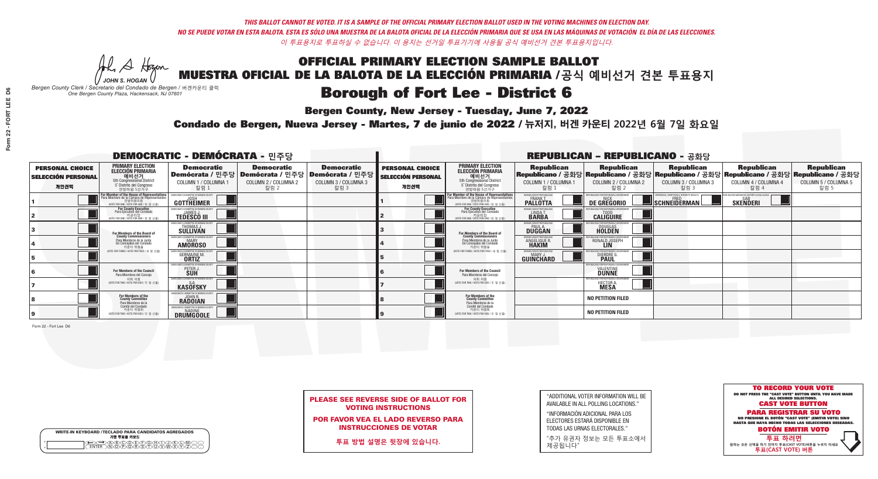*THIS BALLOT CANNOT BE VOTED. IT IS A SAMPLE OF THE OFFICIAL PRIMARY ELECTION BALLOT USED IN THE VOTING MACHINES ON ELECTION DAY.*
*NO SE PUEDE VOTAR EN ESTA BALOTA. ESTA ES SÓLO UNA MUESTRA DE LA BALOTA OFICIAL DE LA ELECCIÓN PRIMARIA QUE SE USA EN LAS MÁQUINAS DE VOTACIÓN EL DÍA DE LAS ELECCIONES.*
*이 투표용지로 투표하실 수 없습니다. 이 용지는 선거일 투표기기에 사용될 공식 예비선거 견본 투표용지입니다.*

JOHN S. HOGAN
*Bergen County Clerk / Secretario del Condado de Bergen / 버겐카운티 클럭*
*One Bergen County Plaza, Hackensack, NJ 07601*

# OFFICIAL PRIMARY ELECTION SAMPLE BALLOT
# MUESTRA OFICIAL DE LA BALOTA DE LA ELECCIÓN PRIMARIA /공식 예비선거 견본 투표용지

## Borough of Fort Lee - District 6

**Bergen County, New Jersey - Tuesday, June 7, 2022**

**Condado de Bergen, Nueva Jersey - Martes, 7 de junio de 2022 / 뉴저지, 버겐 카운티 2022년 6월 7일 화요일**

### DEMOCRATIC - DEMÓCRATA - 민주당

| PERSONAL CHOICE / SELECCIÓN PERSONAL / 개인선택 | PRIMARY ELECTION / ELECCIÓN PRIMARIA / 예비선거 | Democratic / Demócrata / 민주당 COLUMN 1 / COLUMNA 1 / 칼럼 1 | Democratic / Demócrata / 민주당 COLUMN 2 / COLUMNA 2 / 칼럼 2 | Democratic / Demócrata / 민주당 COLUMN 3 / COLUMNA 3 / 칼럼 3 |
|---|---|---|---|---|
| 1 | For Member of the House of Representatives / Para Miembro de la Cámara de Representantes / 연방하원의원 (5th Congressional District) (VOTE FOR ONE / VOTE POR UNO / 한 명 선출) | JOSH GOTTHEIMER | | |
| 2 | For County Executive / Para Ejecutivo del Condado / 카운티장 (VOTE FOR ONE / VOTE POR UNO / 한 명 선출) | JAMES J. TEDESCO III | | |
| 3 | For Members of the Board of County Commissioners / Para Miembros de la Junta De Concejales del Condado / 카운티 위원들 (VOTE FOR THREE / VOTE POR TRES / 세 명 선출) | THOMAS J. SULLIVAN | | |
| 4 | | MARY AMOROSO | | |
| 5 | | GERMAINE M. ORTIZ | | |
| 6 | For Members of the Council / Para Miembros del Concejo / 의회 의원 (VOTE FOR TWO / VOTE POR DOS / 두 명 선출) | PETER J. SUH | | |
| 7 | | ILA KASOFSKY | | |
| 8 | For Members of the County Committee / Para Miembros de la Comité del Condado / 카운티 위원회 (VOTE FOR TWO / VOTE POR DOS / 두 명 선출) | JOHN R. RADOIAN | | |
| 9 | | NADINE DRUMGOOLE | | |

### REPUBLICAN - REPUBLICANO - 공화당

| PERSONAL CHOICE / SELECCIÓN PERSONAL / 개인선택 | PRIMARY ELECTION / ELECCIÓN PRIMARIA / 예비선거 | Republican COLUMN 1 | Republican COLUMN 2 | Republican COLUMN 3 | Republican COLUMN 4 | Republican COLUMN 5 |
|---|---|---|---|---|---|---|
| 1 | For Member of the House of Representatives (5th Congressional District) (VOTE FOR ONE) | FRANK T. PALLOTTA | NICK DE GREGORIO | FRED SCHNEIDERMAN | SAB SKENDERI | |
| 2 | For County Executive (VOTE FOR ONE) | LINDA T. BARBA | TODD CALIGUIRE | | | |
| 3 | For Members of the Board of County Commissioners (VOTE FOR THREE) | PAUL A. DUGGAN | DOUGLAS HOLDEN | | | |
| 4 | | ANGELIQUE R. HAKIM | RONALD JOSEPH LIN | | | |
| 5 | | MARY J. GUINCHARD | DIERDRE G. PAUL | | | |
| 6 | For Members of the Council (VOTE FOR TWO) | | VALENTINE DUNNE | | | |
| 7 | | | HECTOR A. MESA | | | |
| 8 | For Members of the County Committee (VOTE FOR TWO) | | NO PETITION FILED | | | |
| 9 | | | NO PETITION FILED | | | |

**PLEASE SEE REVERSE SIDE OF BALLOT FOR VOTING INSTRUCTIONS**

**POR FAVOR VEA EL LADO REVERSO PARA INSTRUCCIONES DE VOTAR**

**투표 방법 설명은 뒷장에 있습니다.**

"ADDITIONAL VOTER INFORMATION WILL BE AVAILABLE IN ALL POLLING LOCATIONS."

"INFORMACIÓN ADICIONAL PARA LOS ELECTORES ESTARÁ DISPONIBLE EN TODAS LAS URNAS ELECTORALES."

"추가 유권자 정보는 모든 투표소에서 제공됩니다"

**TO RECORD YOUR VOTE**
DO NOT PRESS THE "CAST VOTE" BUTTON UNTIL YOU HAVE MADE ALL DESIRED SELECTIONS.
**CAST VOTE BUTTON**

**PARA REGISTRAR SU VOTO**
NO PRESIONE EL BOTÓN "CAST VOTE" (EMITIR VOTO) SINO HASTA QUE HAYA HECHO TODAS LAS SELECCIONES DESEADAS.
**BOTÓN EMITIR VOTO**

**투표 하려면**
원하는 모든 선택을 하기 전까지 투표(CAST VOTE)버튼을 누르지 마세요.
**투표(CAST VOTE) 버튼**

WRITE-IN KEYBOARD /TECLADO PARA CANDIDATOS AGREGADOS
기명 투표용 키보드

Form 22 - Fort Lee D6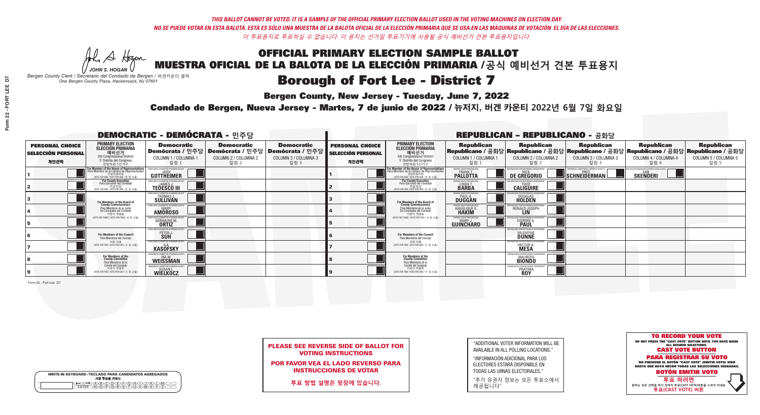*THIS BALLOT CANNOT BE VOTED. IT IS A SAMPLE OF THE OFFICIAL PRIMARY ELECTION BALLOT USED IN THE VOTING MACHINES ON ELECTION DAY.*
*NO SE PUEDE VOTAR EN ESTA BALOTA. ESTA ES SÓLO UNA MUESTRA DE LA BALOTA OFICIAL DE LA ELECCIÓN PRIMARIA QUE SE USA EN LAS MÁQUINAS DE VOTACIÓN EL DÍA DE LAS ELECCIONES.*
*이 투표용지로 투표하실 수 없습니다. 이 용지는 선거일 투표기기에 사용될 공식 예비선거 견본 투표용지입니다.*

JOHN S. HOGAN
*Bergen County Clerk / Secretario del Condado de Bergen / 버겐카운티 클럭*
*One Bergen County Plaza, Hackensack, NJ 07601*

# OFFICIAL PRIMARY ELECTION SAMPLE BALLOT
# MUESTRA OFICIAL DE LA BALOTA DE LA ELECCIÓN PRIMARIA / 공식 예비선거 견본 투표용지

## Borough of Fort Lee - District 7

**Bergen County, New Jersey - Tuesday, June 7, 2022**

**Condado de Bergen, Nueva Jersey - Martes, 7 de junio de 2022 / 뉴저지, 버겐 카운티 2022년 6월 7일 화요일**

### DEMOCRATIC - DEMÓCRATA - 민주당

| PERSONAL CHOICE / SELECCIÓN PERSONAL / 개인선택 | PRIMARY ELECTION / ELECCIÓN PRIMARIA / 예비선거 (5th Congressional District / 5° Distrito del Congreso / 연방하원 5선거구) | Democratic / Demócrata / 민주당 COLUMN 1 / COLUMNA 1 / 칼럼 1 | Democratic / Demócrata / 민주당 COLUMN 2 / COLUMNA 2 / 칼럼 2 | Democratic / Demócrata / 민주당 COLUMN 3 / COLUMNA 3 / 칼럼 3 |
|---|---|---|---|---|
| 1 | For Member of the House of Representatives / Para Miembro de la Cámara de Representantes / 연방하원의원 (VOTE FOR ONE / VOTE POR UNO / 한 명 선출) | JOSH GOTTHEIMER | | |
| 2 | For County Executive / Para Ejecutivo del Condado / 카운티장 (VOTE FOR ONE / VOTE POR UNO / 한 명 선출) | JAMES J. TEDESCO III | | |
| 3 | For Members of the Board of County Commissioners / Para Miembros de la Junta De Concejales del Condado / 카운티 위원들 (VOTE FOR THREE / VOTE POR TRES / 세 명 선출) | THOMAS J. SULLIVAN | | |
| 4 | | MARY AMOROSO | | |
| 5 | | GERMAINE M. ORTIZ | | |
| 6 | For Members of the Council / Para Miembros del Concejo / 의회 의원 (VOTE FOR TWO / VOTE POR DOS / 두 명 선출) | PETER J. SUH | | |
| 7 | | ILA KASOFSKY | | |
| 8 | For Members of the County Committee / Para Miembros de la Comité del Condado / 카운티 위원회 (VOTE FOR TWO / VOTE POR DOS / 두 명 선출) | IRA M. WEISSMAN | | |
| 9 | | SUSAN L. WIELKOCZ | | |

All Democratic Column 1 candidates: DEMOCRATIC COMMITTEE OF BERGEN COUNTY

### REPUBLICAN - REPUBLICANO - 공화당

| PERSONAL CHOICE / SELECCIÓN PERSONAL / 개인선택 | PRIMARY ELECTION / ELECCIÓN PRIMARIA / 예비선거 (5th Congressional District / 5° Distrito del Congreso / 연방하원 5선거구) | Republican / Republicano / 공화당 COLUMN 1 / COLUMNA 1 / 칼럼 1 | Republican / Republicano / 공화당 COLUMN 2 / COLUMNA 2 / 칼럼 2 | Republican / Republicano / 공화당 COLUMN 3 / COLUMNA 3 / 칼럼 3 | Republican / Republicano / 공화당 COLUMN 4 / COLUMNA 4 / 칼럼 4 | Republican / Republicano / 공화당 COLUMN 5 / COLUMNA 5 / 칼럼 5 |
|---|---|---|---|---|---|---|
| 1 | For Member of the House of Representatives / Para Miembro de la Cámara de Representantes / 연방하원의원 (VOTE FOR ONE / VOTE POR UNO / 한 명 선출) | FRANK T. PALLOTTA (BERGEN COUNTY REPUBLICANS) | NICK DE GREGORIO (REPUBLICANS FOR RESPONSIBLE GOVERNMENT) | FRED SCHNEIDERMAN (EXPERIENCE, COMPETENCE, INTEGRITY, RESULTS) | SAB SKENDERI (NO VACCINE MANDATES, DEPORT ILLEGAL ALIENS) | |
| 2 | For County Executive / Para Ejecutivo del Condado / 카운티장 (VOTE FOR ONE / VOTE POR UNO / 한 명 선출) | LINDA T. BARBA (BERGEN COUNTY REPUBLICANS) | TODD CALIGUIRE (REPUBLICANS FOR RESPONSIBLE GOVERNMENT) | | | |
| 3 | For Members of the Board of County Commissioners / Para Miembros de la Junta De Concejales del Condado / 카운티 위원들 (VOTE FOR THREE / VOTE POR TRES / 세 명 선출) | PAUL A. DUGGAN (BERGEN COUNTY REPUBLICANS) | DOUGLAS HOLDEN (REPUBLICANS FOR RESPONSIBLE GOVERNMENT) | | | |
| 4 | | ANGELIQUE R. HAKIM (BERGEN COUNTY REPUBLICANS) | RONALD JOSEPH LIN (REPUBLICANS FOR RESPONSIBLE GOVERNMENT) | | | |
| 5 | | MARY J. GUINCHARD (BERGEN COUNTY REPUBLICANS) | DIERDRE G. PAUL (REPUBLICANS FOR RESPONSIBLE GOVERNMENT) | | | |
| 6 | For Members of the Council / Para Miembros del Concejo / 의회 의원 (VOTE FOR TWO / VOTE POR DOS / 두 명 선출) | | VALENTINE DUNNE (REPUBLICANS FOR RESPONSIBLE GOVERNMENT) | | | |
| 7 | | | HECTOR A. MESA (REPUBLICANS FOR RESPONSIBLE GOVERNMENT) | | | |
| 8 | For Members of the County Committee / Para Miembros de la Comité del Condado / 카운티 위원회 (VOTE FOR TWO / VOTE POR DOS / 두 명 선출) | | MAURIZIO BIONDO (REPUBLICANS FOR RESPONSIBLE GOVERNMENT) | | | |
| 9 | | | PRATIMA ROY (REPUBLICANS FOR RESPONSIBLE GOVERNMENT) | | | |

Form 22 - Fort Lee D7

**WRITE-IN KEYBOARD / TECLADO PARA CANDIDATOS AGREGADOS / 기명 투표용 키보드**

**PLEASE SEE REVERSE SIDE OF BALLOT FOR VOTING INSTRUCTIONS**

**POR FAVOR VEA EL LADO REVERSO PARA INSTRUCCIONES DE VOTAR**

**투표 방법 설명은 뒷장에 있습니다.**

"ADDITIONAL VOTER INFORMATION WILL BE AVAILABLE IN ALL POLLING LOCATIONS."

"INFORMACIÓN ADICIONAL PARA LOS ELECTORES ESTARÁ DISPONIBLE EN TODAS LAS URNAS ELECTORALES."

"추가 유권자 정보는 모든 투표소에서 제공됩니다"

**TO RECORD YOUR VOTE**
DO NOT PRESS THE "CAST VOTE" BUTTON UNTIL YOU HAVE MADE ALL DESIRED SELECTIONS.
**CAST VOTE BUTTON**

**PARA REGISTRAR SU VOTO**
NO PRESIONE EL BOTÓN "CAST VOTE" (EMITIR VOTO) SINO HASTA QUE HAYA HECHO TODAS LAS SELECCIONES DESEADAS.
**BOTÓN EMITIR VOTO**

**투표 하려면**
원하는 모든 선택을 하기 전까지 투표(CAST VOTE)버튼을 누르지 마세요
**투표(CAST VOTE) 버튼**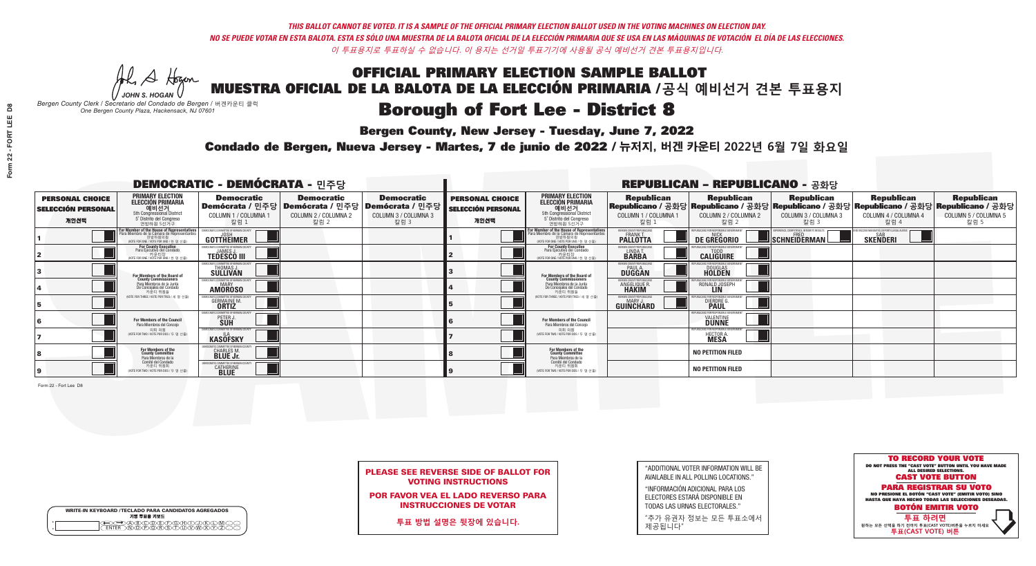*THIS BALLOT CANNOT BE VOTED. IT IS A SAMPLE OF THE OFFICIAL PRIMARY ELECTION BALLOT USED IN THE VOTING MACHINES ON ELECTION DAY.*
*NO SE PUEDE VOTAR EN ESTA BALOTA. ESTA ES SÓLO UNA MUESTRA DE LA BALOTA OFICIAL DE LA ELECCIÓN PRIMARIA QUE SE USA EN LAS MÁQUINAS DE VOTACIÓN EL DÍA DE LAS ELECCIONES.*
*이 투표용지로 투표하실 수 없습니다. 이 용지는 선거일 투표기기에 사용될 공식 예비선거 견본 투표용지입니다.*

JOHN S. HOGAN
*Bergen County Clerk / Secretario del Condado de Bergen / 버겐카운티 클럭*
*One Bergen County Plaza, Hackensack, NJ 07601*

# OFFICIAL PRIMARY ELECTION SAMPLE BALLOT
# MUESTRA OFICIAL DE LA BALOTA DE LA ELECCIÓN PRIMARIA /공식 예비선거 견본 투표용지

## Borough of Fort Lee - District 8

**Bergen County, New Jersey - Tuesday, June 7, 2022**

**Condado de Bergen, Nueva Jersey - Martes, 7 de junio de 2022 / 뉴저지, 버겐 카운티 2022년 6월 7일 화요일**

### DEMOCRATIC - DEMÓCRATA - 민주당

| | PRIMARY ELECTION / ELECCIÓN PRIMARIA / 예비선거 (5th Congressional District / 5° Distrito del Congreso / 연방하원 5선거구) | Democratic / Demócrata / 민주당 COLUMN 1 / COLUMNA 1 / 칼럼 1 | Democratic / Demócrata / 민주당 COLUMN 2 / COLUMNA 2 / 칼럼 2 | Democratic / Demócrata / 민주당 COLUMN 3 / COLUMNA 3 / 칼럼 3 |
|---|---|---|---|---|
| 1 | For Member of the House of Representatives / Para Miembro de la Cámara de Representantes / 연방하원의원 (VOTE FOR ONE / VOTE POR UNO / 한 명 선출) | JOSH GOTTHEIMER | | |
| 2 | For County Executive / Para Ejecutivo del Condado / 카운티장 (VOTE FOR ONE / VOTE POR UNO / 한 명 선출) | JAMES J. TEDESCO III | | |
| 3 | For Members of the Board of County Commissioners / Para Miembros de la Junta De Concejales del Condado / 카운티 위원들 (VOTE FOR THREE / VOTE POR TRES / 세 명 선출) | THOMAS J. SULLIVAN | | |
| 4 | | MARY AMOROSO | | |
| 5 | | GERMAINE M. ORTIZ | | |
| 6 | For Members of the Council / Para Miembros del Concejo / 의회 의원 (VOTE FOR TWO / VOTE POR DOS / 두 명 선출) | PETER J. SUH | | |
| 7 | | ILA KASOFSKY | | |
| 8 | For Members of the County Committee / Para Miembros de la Comité del Condado / 카운티 위원회 (VOTE FOR TWO / VOTE POR DOS / 두 명 선출) | CHARLES M. BLUE Jr. | | |
| 9 | | CATHERINE BLUE | | |

### REPUBLICAN - REPUBLICANO - 공화당

| | PRIMARY ELECTION / ELECCIÓN PRIMARIA / 예비선거 (5th Congressional District / 5° Distrito del Congreso / 연방하원 5선거구) | Republican / Republicano / 공화당 COLUMN 1 / COLUMNA 1 / 칼럼 1 | Republican / Republicano / 공화당 COLUMN 2 / COLUMNA 2 / 칼럼 2 | Republican / Republicano / 공화당 COLUMN 3 / COLUMNA 3 / 칼럼 3 | Republican / Republicano / 공화당 COLUMN 4 / COLUMNA 4 / 칼럼 4 | Republican / Republicano / 공화당 COLUMN 5 / COLUMNA 5 / 칼럼 5 |
|---|---|---|---|---|---|---|
| 1 | For Member of the House of Representatives / Para Miembro de la Cámara de Representantes / 연방하원의원 (VOTE FOR ONE / VOTE POR UNO / 한 명 선출) | FRANK T. PALLOTTA | NICK DE GREGORIO | FRED SCHNEIDERMAN | SAB SKENDERI | |
| 2 | For County Executive / Para Ejecutivo del Condado / 카운티장 (VOTE FOR ONE / VOTE POR UNO / 한 명 선출) | LINDA T. BARBA | TODD CALIGUIRE | | | |
| 3 | For Members of the Board of County Commissioners / Para Miembros de la Junta De Concejales del Condado / 카운티 위원들 (VOTE FOR THREE / VOTE POR TRES / 세 명 선출) | PAUL A. DUGGAN | DOUGLAS HOLDEN | | | |
| 4 | | ANGELIQUE R. HAKIM | RONALD JOSEPH LIN | | | |
| 5 | | MARY J. GUINCHARD | DIERDRE G. PAUL | | | |
| 6 | For Members of the Council / Para Miembros del Concejo / 의회 의원 (VOTE FOR TWO / VOTE POR DOS / 두 명 선출) | | VALENTINE DUNNE | | | |
| 7 | | | HECTOR A. MESA | | | |
| 8 | For Members of the County Committee / Para Miembros de la Comité del Condado / 카운티 위원회 (VOTE FOR TWO / VOTE POR DOS / 두 명 선출) | | NO PETITION FILED | | | |
| 9 | | | NO PETITION FILED | | | |

Form 22 - Fort Lee D8

**PLEASE SEE REVERSE SIDE OF BALLOT FOR VOTING INSTRUCTIONS**

**POR FAVOR VEA EL LADO REVERSO PARA INSTRUCCIONES DE VOTAR**

**투표 방법 설명은 뒷장에 있습니다.**

"ADDITIONAL VOTER INFORMATION WILL BE AVAILABLE IN ALL POLLING LOCATIONS."

"INFORMACIÓN ADICIONAL PARA LOS ELECTORES ESTARÁ DISPONIBLE EN TODAS LAS URNAS ELECTORALES."

"추가 유권자 정보는 모든 투표소에서 제공됩니다"

WRITE-IN KEYBOARD /TECLADO PARA CANDIDATOS AGREGADOS
기명 투표용 키보드

**TO RECORD YOUR VOTE**
DO NOT PRESS THE "CAST VOTE" BUTTON UNTIL YOU HAVE MADE ALL DESIRED SELECTIONS.
**CAST VOTE BUTTON**

**PARA REGISTRAR SU VOTO**
NO PRESIONE EL BOTÓN "CAST VOTE" (EMITIR VOTO) SINO HASTA QUE HAYA HECHO TODAS LAS SELECCIONES DESEADAS.
**BOTÓN EMITIR VOTO**

**투표 하려면**
원하는 모든 선택을 하기 전까지 투표(CAST VOTE)버튼을 누르지 마세요.
**투표(CAST VOTE) 버튼**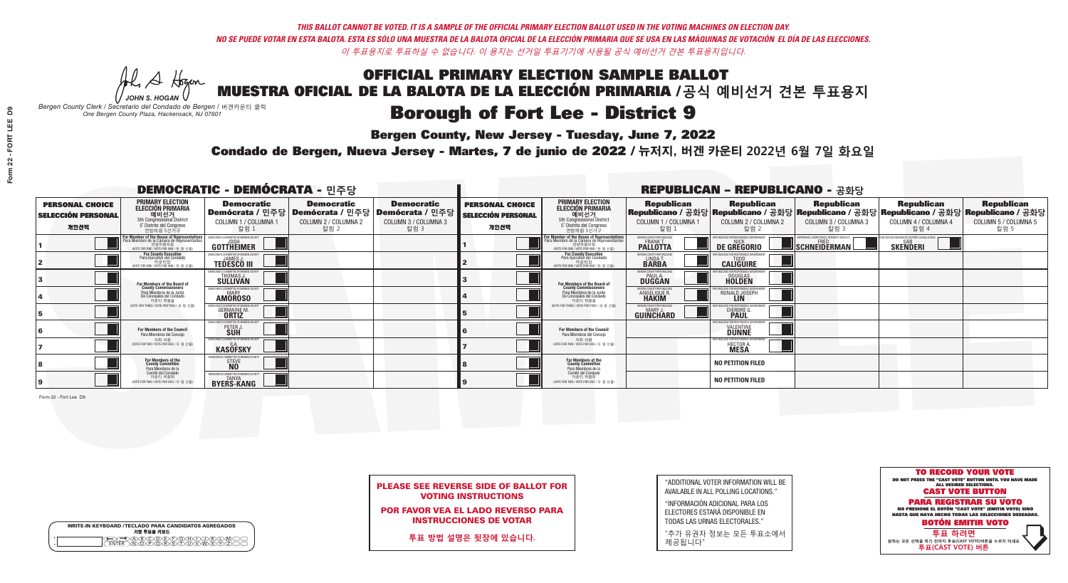*THIS BALLOT CANNOT BE VOTED. IT IS A SAMPLE OF THE OFFICIAL PRIMARY ELECTION BALLOT USED IN THE VOTING MACHINES ON ELECTION DAY.*
*NO SE PUEDE VOTAR EN ESTA BALOTA. ESTA ES SÓLO UNA MUESTRA DE LA BALOTA OFICIAL DE LA ELECCIÓN PRIMARIA QUE SE USA EN LAS MÁQUINAS DE VOTACIÓN EL DÍA DE LAS ELECCIONES.*
*이 투표용지로 투표하실 수 없습니다. 이 용지는 선거일 투표기기에 사용될 공식 예비선거 견본 투표용지입니다.*

JOHN S. HOGAN
*Bergen County Clerk / Secretario del Condado de Bergen / 버겐카운티 클럭*
*One Bergen County Plaza, Hackensack, NJ 07601*

# OFFICIAL PRIMARY ELECTION SAMPLE BALLOT
# MUESTRA OFICIAL DE LA BALOTA DE LA ELECCIÓN PRIMARIA /공식 예비선거 견본 투표용지

## Borough of Fort Lee - District 9

**Bergen County, New Jersey - Tuesday, June 7, 2022**

**Condado de Bergen, Nueva Jersey - Martes, 7 de junio de 2022 / 뉴저지, 버겐 카운티 2022년 6월 7일 화요일**

### DEMOCRATIC - DEMÓCRATA - 민주당

| PERSONAL CHOICE / SELECCIÓN PERSONAL / 개인선택 | PRIMARY ELECTION / ELECCIÓN PRIMARIA / 예비선거 / 5th Congressional District / 5° Distrito del Congreso / 연방하원 5선거구 | Democratic / Demócrata / 민주당 COLUMN 1 / COLUMNA 1 / 칼럼 1 | Democratic / Demócrata / 민주당 COLUMN 2 / COLUMNA 2 / 칼럼 2 | Democratic / Demócrata / 민주당 COLUMN 3 / COLUMNA 3 / 칼럼 3 |
|---|---|---|---|---|
| 1 | For Member of the House of Representatives / Para Miembro de la Cámara de Representantes / 연방하원의원 (VOTE FOR ONE / VOTE POR UNO / 한 명 선출) | JOSH GOTTHEIMER | | |
| 2 | For County Executive / Para Ejecutivo del Condado / 카운티장 (VOTE FOR ONE / VOTE POR UNO / 한 명 선출) | JAMES J. TEDESCO III | | |
| 3 | For Members of the Board of County Commissioners / Para Miembros de la Junta De Concejales del Condado / 카운티 위원들 (VOTE FOR THREE / VOTE POR TRES / 세 명 선출) | THOMAS J. SULLIVAN | | |
| 4 | | MARY AMOROSO | | |
| 5 | | GERMAINE M. ORTIZ | | |
| 6 | For Members of the Council / Para Miembros del Concejo / 의회 의원 (VOTE FOR TWO / VOTE POR DOS / 두 명 선출) | PETER J. SUH | | |
| 7 | | ILA KASOFSKY | | |
| 8 | For Members of the County Committee / Para Miembros de la Comité del Condado / 카운티 위원회 (VOTE FOR TWO / VOTE POR DOS / 두 명 선출) | STEVE NO | | |
| 9 | | TANYA BYERS-KANG | | |

### REPUBLICAN - REPUBLICANO - 공화당

| PERSONAL CHOICE / SELECCIÓN PERSONAL / 개인선택 | PRIMARY ELECTION / ELECCIÓN PRIMARIA / 예비선거 / 5th Congressional District / 5° Distrito del Congreso / 연방하원 5선거구 | Republican / Republicano / 공화당 COLUMN 1 / COLUMNA 1 / 칼럼 1 | Republican / Republicano / 공화당 COLUMN 2 / COLUMNA 2 / 칼럼 2 | Republican / Republicano / 공화당 COLUMN 3 / COLUMNA 3 / 칼럼 3 | Republican / Republicano / 공화당 COLUMN 4 / COLUMNA 4 / 칼럼 4 | Republican / Republicano / 공화당 COLUMN 5 / COLUMNA 5 / 칼럼 5 |
|---|---|---|---|---|---|---|
| 1 | For Member of the House of Representatives / Para Miembro de la Cámara de Representantes / 연방하원의원 (VOTE FOR ONE / VOTE POR UNO / 한 명 선출) | FRANK T. PALLOTTA | NICK DE GREGORIO | FRED SCHNEIDERMAN | SAB SKENDERI | |
| 2 | For County Executive / Para Ejecutivo del Condado / 카운티장 (VOTE FOR ONE / VOTE POR UNO / 한 명 선출) | LINDA T. BARBA | TODD CALIGUIRE | | | |
| 3 | For Members of the Board of County Commissioners / Para Miembros de la Junta De Concejales del Condado / 카운티 위원들 (VOTE FOR THREE / VOTE POR TRES / 세 명 선출) | PAUL A. DUGGAN | DOUGLAS HOLDEN | | | |
| 4 | | ANGELIQUE R. HAKIM | RONALD JOSEPH LIN | | | |
| 5 | | MARY J. GUINCHARD | DIERDRE G. PAUL | | | |
| 6 | For Members of the Council / Para Miembros del Concejo / 의회 의원 (VOTE FOR TWO / VOTE POR DOS / 두 명 선출) | | VALENTINE DUNNE | | | |
| 7 | | | HECTOR A. MESA | | | |
| 8 | For Members of the County Committee / Para Miembros de la Comité del Condado / 카운티 위원회 (VOTE FOR TWO / VOTE POR DOS / 두 명 선출) | | NO PETITION FILED | | | |
| 9 | | | NO PETITION FILED | | | |

**PLEASE SEE REVERSE SIDE OF BALLOT FOR VOTING INSTRUCTIONS**

**POR FAVOR VEA EL LADO REVERSO PARA INSTRUCCIONES DE VOTAR**

**투표 방법 설명은 뒷장에 있습니다.**

"ADDITIONAL VOTER INFORMATION WILL BE AVAILABLE IN ALL POLLING LOCATIONS."

"INFORMACIÓN ADICIONAL PARA LOS ELECTORES ESTARÁ DISPONIBLE EN TODAS LAS URNAS ELECTORALES."

"추가 유권자 정보는 모든 투표소에서 제공됩니다"

WRITE-IN KEYBOARD /TECLADO PARA CANDIDATOS AGREGADOS
기명 투표용 키보드

**TO RECORD YOUR VOTE**
DO NOT PRESS THE "CAST VOTE" BUTTON UNTIL YOU HAVE MADE ALL DESIRED SELECTIONS.
**CAST VOTE BUTTON**
**PARA REGISTRAR SU VOTO**
NO PRESIONE EL BOTÓN "CAST VOTE" (EMITIR VOTO) SINO HASTA QUE HAYA HECHO TODAS LAS SELECCIONES DESEADAS.
**BOTÓN EMITIR VOTO**
**투표 하려면**
원하는 모든 선택을 하기 전까지 투표(CAST VOTE)버튼을 누르지 마세요
**투표(CAST VOTE) 버튼**

Form 22 - Fort Lee D9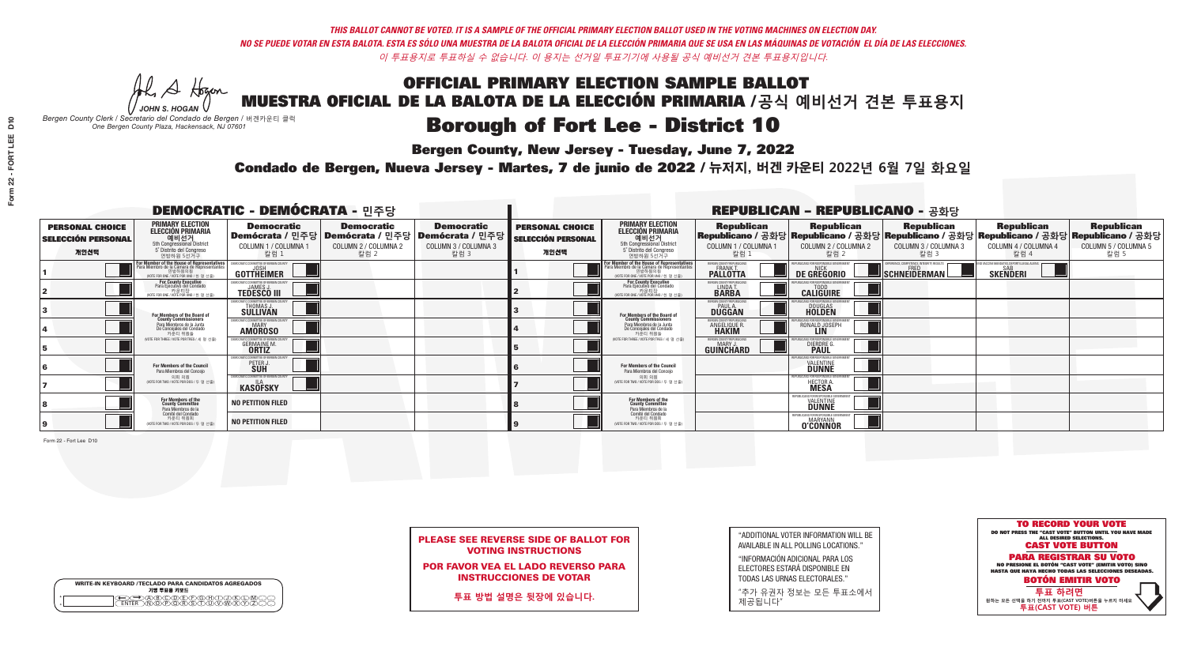*THIS BALLOT CANNOT BE VOTED. IT IS A SAMPLE OF THE OFFICIAL PRIMARY ELECTION BALLOT USED IN THE VOTING MACHINES ON ELECTION DAY.*
*NO SE PUEDE VOTAR EN ESTA BALOTA. ESTA ES SÓLO UNA MUESTRA DE LA BALOTA OFICIAL DE LA ELECCIÓN PRIMARIA QUE SE USA EN LAS MÁQUINAS DE VOTACIÓN EL DÍA DE LAS ELECCIONES.*
*이 투표용지로 투표하실 수 없습니다. 이 용지는 선거일 투표기기에 사용될 공식 예비선거 견본 투표용지입니다.*

JOHN S. HOGAN
*Bergen County Clerk / Secretario del Condado de Bergen / 버겐카운티 클럭*
*One Bergen County Plaza, Hackensack, NJ 07601*

# OFFICIAL PRIMARY ELECTION SAMPLE BALLOT
# MUESTRA OFICIAL DE LA BALOTA DE LA ELECCIÓN PRIMARIA / 공식 예비선거 견본 투표용지

## Borough of Fort Lee - District 10

**Bergen County, New Jersey - Tuesday, June 7, 2022**

**Condado de Bergen, Nueva Jersey - Martes, 7 de junio de 2022 / 뉴저지, 버겐 카운티 2022년 6월 7일 화요일**

### DEMOCRATIC - DEMÓCRATA - 민주당

| PERSONAL CHOICE / SELECCIÓN PERSONAL / 개인선택 | PRIMARY ELECTION / ELECCIÓN PRIMARIA / 예비선거 (5th Congressional District / 5° Distrito del Congreso / 연방하원 5선거구) | Democratic / Demócrata / 민주당 COLUMN 1 / COLUMNA 1 / 칼럼 1 | Democratic / Demócrata / 민주당 COLUMN 2 / COLUMNA 2 / 칼럼 2 | Democratic / Demócrata / 민주당 COLUMN 3 / COLUMNA 3 / 칼럼 3 |
|---|---|---|---|---|
| 1 | For Member of the House of Representatives / Para Miembro de la Cámara de Representantes / 연방하원의원 (VOTE FOR ONE / VOTE POR UNO / 한 명 선출) | JOSH GOTTHEIMER | | |
| 2 | For County Executive / Para Ejecutivo del Condado / 카운티장 (VOTE FOR ONE / VOTE POR UNO / 한 명 선출) | JAMES J. TEDESCO III | | |
| 3 | For Members of the Board of County Commissioners / Para Miembros de la Junta De Concejales del Condado / 카운티 위원들 (VOTE FOR THREE / VOTE POR TRES / 세 명 선출) | THOMAS J. SULLIVAN | | |
| 4 | | MARY AMOROSO | | |
| 5 | | GERMAINE M. ORTIZ | | |
| 6 | For Members of the Council / Para Miembros del Concejo / 의회 의원 (VOTE FOR TWO / VOTE POR DOS / 두 명 선출) | PETER J. SUH | | |
| 7 | | ILA KASOFSKY | | |
| 8 | For Members of the County Committee / Para Miembros de la Comité del Condado / 카운티 위원회 (VOTE FOR TWO / VOTE POR DOS / 두 명 선출) | NO PETITION FILED | | |
| 9 | | NO PETITION FILED | | |

### REPUBLICAN - REPUBLICANO - 공화당

| PERSONAL CHOICE / SELECCIÓN PERSONAL / 개인선택 | PRIMARY ELECTION / ELECCIÓN PRIMARIA / 예비선거 (5th Congressional District / 5° Distrito del Congreso / 연방하원 5선거구) | Republican / Republicano / 공화당 COLUMN 1 / COLUMNA 1 / 칼럼 1 | Republican / Republicano / 공화당 COLUMN 2 / COLUMNA 2 / 칼럼 2 | Republican / Republicano / 공화당 COLUMN 3 / COLUMNA 3 / 칼럼 3 | Republican / Republicano / 공화당 COLUMN 4 / COLUMNA 4 / 칼럼 4 | Republican / Republicano / 공화당 COLUMN 5 / COLUMNA 5 / 칼럼 5 |
|---|---|---|---|---|---|---|
| 1 | For Member of the House of Representatives / Para Miembro de la Cámara de Representantes / 연방하원의원 (VOTE FOR ONE / VOTE POR UNO / 한 명 선출) | FRANK T. PALLOTTA | NICK DE GREGORIO | FRED SCHNEIDERMAN | SAB SKENDERI | |
| 2 | For County Executive / Para Ejecutivo del Condado / 카운티장 (VOTE FOR ONE / VOTE POR UNO / 한 명 선출) | LINDA T. BARBA | TODD CALIGUIRE | | | |
| 3 | For Members of the Board of County Commissioners / Para Miembros de la Junta De Concejales del Condado / 카운티 위원들 (VOTE FOR THREE / VOTE POR TRES / 세 명 선출) | PAUL A. DUGGAN | DOUGLAS HOLDEN | | | |
| 4 | | ANGELIQUE R. HAKIM | RONALD JOSEPH LIN | | | |
| 5 | | MARY J. GUINCHARD | DIERDRE G. PAUL | | | |
| 6 | For Members of the Council / Para Miembros del Concejo / 의회 의원 (VOTE FOR TWO / VOTE POR DOS / 두 명 선출) | | VALENTINE DUNNE | | | |
| 7 | | | HECTOR A. MESA | | | |
| 8 | For Members of the County Committee / Para Miembros de la Comité del Condado / 카운티 위원회 (VOTE FOR TWO / VOTE POR DOS / 두 명 선출) | | VALENTINE DUNNE | | | |
| 9 | | | MARYANN O'CONNOR | | | |

Form 22 - Fort Lee D10

**PLEASE SEE REVERSE SIDE OF BALLOT FOR VOTING INSTRUCTIONS**

**POR FAVOR VEA EL LADO REVERSO PARA INSTRUCCIONES DE VOTAR**

**투표 방법 설명은 뒷장에 있습니다.**

"ADDITIONAL VOTER INFORMATION WILL BE AVAILABLE IN ALL POLLING LOCATIONS."

"INFORMACIÓN ADICIONAL PARA LOS ELECTORES ESTARÁ DISPONIBLE EN TODAS LAS URNAS ELECTORALES."

"추가 유권자 정보는 모든 투표소에서 제공됩니다"

WRITE-IN KEYBOARD /TECLADO PARA CANDIDATOS AGREGADOS
기명 투표용 키보드

**TO RECORD YOUR VOTE**
DO NOT PRESS THE "CAST VOTE" BUTTON UNTIL YOU HAVE MADE ALL DESIRED SELECTIONS.
**CAST VOTE BUTTON**

**PARA REGISTRAR SU VOTO**
NO PRESIONE EL BOTÓN "CAST VOTE" (EMITIR VOTO) SINO HASTA QUE HAYA HECHO TODAS LAS SELECCIONES DESEADAS.
**BOTÓN EMITIR VOTO**

**투표 하려면**
원하는 모든 선택을 하기 전까지 투표(CAST VOTE) 버튼을 누르지 마세요.
**투표(CAST VOTE) 버튼**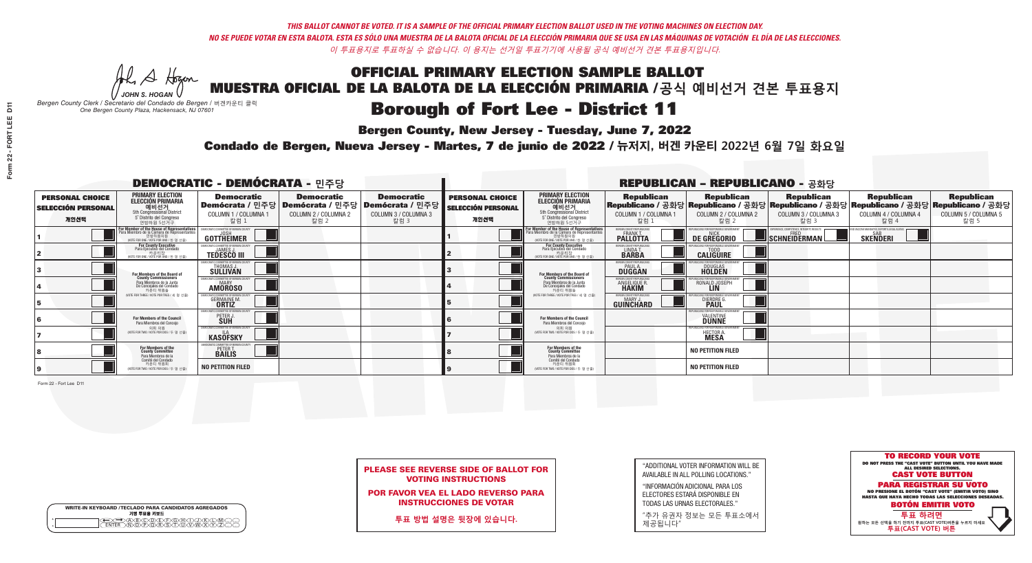*THIS BALLOT CANNOT BE VOTED. IT IS A SAMPLE OF THE OFFICIAL PRIMARY ELECTION BALLOT USED IN THE VOTING MACHINES ON ELECTION DAY.*
*NO SE PUEDE VOTAR EN ESTA BALOTA. ESTA ES SÓLO UNA MUESTRA DE LA BALOTA OFICIAL DE LA ELECCIÓN PRIMARIA QUE SE USA EN LAS MÁQUINAS DE VOTACIÓN EL DÍA DE LAS ELECCIONES.*
*이 투표용지로 투표하실 수 없습니다. 이 용지는 선거일 투표기기에 사용될 공식 예비선거 견본 투표용지입니다.*

JOHN S. HOGAN
*Bergen County Clerk / Secretario del Condado de Bergen / 버겐카운티 클럭*
*One Bergen County Plaza, Hackensack, NJ 07601*

# OFFICIAL PRIMARY ELECTION SAMPLE BALLOT
# MUESTRA OFICIAL DE LA BALOTA DE LA ELECCIÓN PRIMARIA /공식 예비선거 견본 투표용지

## Borough of Fort Lee - District 11

**Bergen County, New Jersey - Tuesday, June 7, 2022**

**Condado de Bergen, Nueva Jersey - Martes, 7 de junio de 2022 / 뉴저지, 버겐 카운티 2022년 6월 7일 화요일**

### DEMOCRATIC - DEMÓCRATA - 민주당

| PERSONAL CHOICE / SELECCIÓN PERSONAL / 개인선택 | PRIMARY ELECTION / ELECCIÓN PRIMARIA / 예비선거 (5th Congressional District / 5° Distrito del Congreso / 연방하원 5선거구) | Democratic / Demócrata / 민주당 COLUMN 1 / COLUMNA 1 / 칼럼 1 | Democratic / Demócrata / 민주당 COLUMN 2 / COLUMNA 2 / 칼럼 2 | Democratic / Demócrata / 민주당 COLUMN 3 / COLUMNA 3 / 칼럼 3 |
|---|---|---|---|---|
| 1 | For Member of the House of Representatives / Para Miembro de la Cámara de Representantes / 연방하원의원 (VOTE FOR ONE / VOTE POR UNO / 한 명 선출) | JOSH GOTTHEIMER | | |
| 2 | For County Executive / Para Ejecutivo del Condado / 카운티장 (VOTE FOR ONE / VOTE POR UNO / 한 명 선출) | JAMES J. TEDESCO III | | |
| 3 | For Members of the Board of County Commissioners / Para Miembros de la Junta De Concejales del Condado / 카운티 위원들 (VOTE FOR THREE / VOTE POR TRES / 세 명 선출) | THOMAS J. SULLIVAN | | |
| 4 | | MARY AMOROSO | | |
| 5 | | GERMAINE M. ORTIZ | | |
| 6 | For Members of the Council / Para Miembros del Concejo / 의회 의원 (VOTE FOR TWO / VOTE POR DOS / 두 명 선출) | PETER J. SUH | | |
| 7 | | ILA KASOFSKY | | |
| 8 | For Members of the County Committee / Para Miembros de la Comité del Condado / 카운티 위원회 (VOTE FOR TWO / VOTE POR DOS / 두 명 선출) | PETER T. BAILIS | | |
| 9 | | NO PETITION FILED | | |

### REPUBLICAN - REPUBLICANO - 공화당

| PERSONAL CHOICE / SELECCIÓN PERSONAL / 개인선택 | PRIMARY ELECTION / ELECCIÓN PRIMARIA / 예비선거 (5th Congressional District / 5° Distrito del Congreso / 연방하원 5선거구) | Republican / Republicano / 공화당 COLUMN 1 / COLUMNA 1 / 칼럼 1 | Republican / Republicano / 공화당 COLUMN 2 / COLUMNA 2 / 칼럼 2 | Republican / Republicano / 공화당 COLUMN 3 / COLUMNA 3 / 칼럼 3 | Republican / Republicano / 공화당 COLUMN 4 / COLUMNA 4 / 칼럼 4 | Republican / Republicano / 공화당 COLUMN 5 / COLUMNA 5 / 칼럼 5 |
|---|---|---|---|---|---|---|
| 1 | For Member of the House of Representatives / Para Miembro de la Cámara de Representantes / 연방하원의원 (VOTE FOR ONE / VOTE POR UNO / 한 명 선출) | FRANK T. PALLOTTA | NICK DE GREGORIO | FRED SCHNEIDERMAN | SAB SKENDERI | |
| 2 | For County Executive / Para Ejecutivo del Condado / 카운티장 (VOTE FOR ONE / VOTE POR UNO / 한 명 선출) | LINDA T. BARBA | TODD CALIGUIRE | | | |
| 3 | For Members of the Board of County Commissioners / Para Miembros de la Junta De Concejales del Condado / 카운티 위원들 (VOTE FOR THREE / VOTE POR TRES / 세 명 선출) | PAUL A. DUGGAN | DOUGLAS HOLDEN | | | |
| 4 | | ANGELIQUE R. HAKIM | RONALD JOSEPH LIN | | | |
| 5 | | MARY J. GUINCHARD | DIERDRE G. PAUL | | | |
| 6 | For Members of the Council / Para Miembros del Concejo / 의회 의원 (VOTE FOR TWO / VOTE POR DOS / 두 명 선출) | | VALENTINE DUNNE | | | |
| 7 | | | HECTOR A. MESA | | | |
| 8 | For Members of the County Committee / Para Miembros de la Comité del Condado / 카운티 위원회 (VOTE FOR TWO / VOTE POR DOS / 두 명 선출) | | NO PETITION FILED | | | |
| 9 | | | NO PETITION FILED | | | |

Form 22 - Fort Lee D11

**PLEASE SEE REVERSE SIDE OF BALLOT FOR VOTING INSTRUCTIONS**

**POR FAVOR VEA EL LADO REVERSO PARA INSTRUCCIONES DE VOTAR**

**투표 방법 설명은 뒷장에 있습니다.**

"ADDITIONAL VOTER INFORMATION WILL BE AVAILABLE IN ALL POLLING LOCATIONS."

"INFORMACIÓN ADICIONAL PARA LOS ELECTORES ESTARÁ DISPONIBLE EN TODAS LAS URNAS ELECTORALES."

"추가 유권자 정보는 모든 투표소에서 제공됩니다"

WRITE-IN KEYBOARD /TECLADO PARA CANDIDATOS AGREGADOS
기명 투표용 키보드

**TO RECORD YOUR VOTE**
DO NOT PRESS THE "CAST VOTE" BUTTON UNTIL YOU HAVE MADE ALL DESIRED SELECTIONS.
**CAST VOTE BUTTON**
**PARA REGISTRAR SU VOTO**
NO PRESIONE EL BOTÓN "CAST VOTE" (EMITIR VOTO) SINO HASTA QUE HAYA HECHO TODAS LAS SELECCIONES DESEADAS.
**BOTÓN EMITIR VOTO**
**투표 하려면**
원하는 모든 선택을 하기 전까지 투표(CAST VOTE)버튼을 누르지 마세요
**투표(CAST VOTE) 버튼**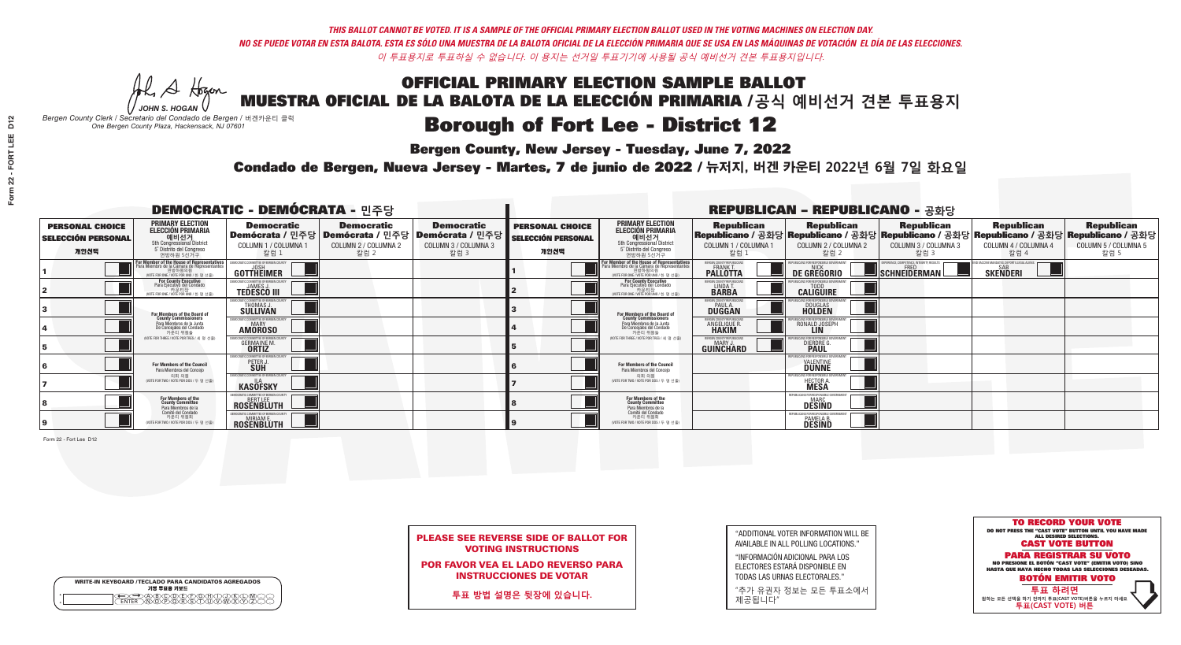*THIS BALLOT CANNOT BE VOTED. IT IS A SAMPLE OF THE OFFICIAL PRIMARY ELECTION BALLOT USED IN THE VOTING MACHINES ON ELECTION DAY.*

*NO SE PUEDE VOTAR EN ESTA BALOTA. ESTA ES SÓLO UNA MUESTRA DE LA BALOTA OFICIAL DE LA ELECCIÓN PRIMARIA QUE SE USA EN LAS MÁQUINAS DE VOTACIÓN EL DÍA DE LAS ELECCIONES.*

*이 투표용지로 투표하실 수 없습니다. 이 용지는 선거일 투표기기에 사용될 공식 예비선거 견본 투표용지입니다.*

JOHN S. HOGAN
*Bergen County Clerk / Secretario del Condado de Bergen / 버겐카운티 클럭*
*One Bergen County Plaza, Hackensack, NJ 07601*

# OFFICIAL PRIMARY ELECTION SAMPLE BALLOT
# MUESTRA OFICIAL DE LA BALOTA DE LA ELECCIÓN PRIMARIA /공식 예비선거 견본 투표용지

## Borough of Fort Lee - District 12

**Bergen County, New Jersey - Tuesday, June 7, 2022**

**Condado de Bergen, Nueva Jersey - Martes, 7 de junio de 2022 / 뉴저지, 버겐 카운티 2022년 6월 7일 화요일**

### DEMOCRATIC - DEMÓCRATA - 민주당

| | PERSONAL CHOICE / SELECCIÓN PERSONAL / 개인선택 | PRIMARY ELECTION / ELECCIÓN PRIMARIA / 예비선거 (5th Congressional District / 5° Distrito del Congreso / 연방하원 5선거구) | Democratic / Demócrata / 민주당 COLUMN 1 / COLUMNA 1 / 칼럼 1 | Democratic / Demócrata / 민주당 COLUMN 2 / COLUMNA 2 / 칼럼 2 | Democratic / Demócrata / 민주당 COLUMN 3 / COLUMNA 3 / 칼럼 3 |
|---|---|---|---|---|---|
| 1 | | For Member of the House of Representatives / Para Miembro de la Cámara de Representantes / 연방하원의원 (VOTE FOR ONE / VOTE POR UNO / 한 명 선출) | JOSH GOTTHEIMER | | |
| 2 | | For County Executive / Para Ejecutivo del Condado / 카운티장 (VOTE FOR ONE / VOTE POR UNO / 한 명 선출) | JAMES J. TEDESCO III | | |
| 3 | | For Members of the Board of County Commissioners / Para Miembros de la Junta De Concejales del Condado / 카운티 위원들 (VOTE FOR THREE / VOTE POR TRES / 세 명 선출) | THOMAS J. SULLIVAN | | |
| 4 | | | MARY AMOROSO | | |
| 5 | | | GERMAINE M. ORTIZ | | |
| 6 | | For Members of the Council / Para Miembros del Concejo / 의회 의원 (VOTE FOR TWO / VOTE POR DOS / 두 명 선출) | PETER J. SUH | | |
| 7 | | | ILA KASOFSKY | | |
| 8 | | For Members of the County Committee / Para Miembros de la Comité del Condado / 카운티 위원회 (VOTE FOR TWO / VOTE POR DOS / 두 명 선출) | BERT LEE ROSENBLUTH | | |
| 9 | | | MIRIAM E. ROSENBLUTH | | |

### REPUBLICAN - REPUBLICANO - 공화당

| | PERSONAL CHOICE / SELECCIÓN PERSONAL / 개인선택 | PRIMARY ELECTION / ELECCIÓN PRIMARIA / 예비선거 (5th Congressional District / 5° Distrito del Congreso / 연방하원 5선거구) | Republican / Republicano / 공화당 COLUMN 1 / COLUMNA 1 / 칼럼 1 | Republican / Republicano / 공화당 COLUMN 2 / COLUMNA 2 / 칼럼 2 | Republican / Republicano / 공화당 COLUMN 3 / COLUMNA 3 / 칼럼 3 | Republican / Republicano / 공화당 COLUMN 4 / COLUMNA 4 / 칼럼 4 | Republican / Republicano / 공화당 COLUMN 5 / COLUMNA 5 / 칼럼 5 |
|---|---|---|---|---|---|---|---|
| 1 | | For Member of the House of Representatives / Para Miembro de la Cámara de Representantes / 연방하원의원 (VOTE FOR ONE / VOTE POR UNO / 한 명 선출) | FRANK T. PALLOTTA | NICK DE GREGORIO | FRED SCHNEIDERMAN | SAB SKENDERI | |
| 2 | | For County Executive / Para Ejecutivo del Condado / 카운티장 (VOTE FOR ONE / VOTE POR UNO / 한 명 선출) | LINDA T. BARBA | TODD CALIGUIRE | | | |
| 3 | | For Members of the Board of County Commissioners / Para Miembros de la Junta De Concejales del Condado / 카운티 위원들 (VOTE FOR THREE / VOTE POR TRES / 세 명 선출) | PAUL A. DUGGAN | DOUGLAS HOLDEN | | | |
| 4 | | | ANGELIQUE R. HAKIM | RONALD JOSEPH LIN | | | |
| 5 | | | MARY J. GUINCHARD | DIERDRE G. PAUL | | | |
| 6 | | For Members of the Council / Para Miembros del Concejo / 의회 의원 (VOTE FOR TWO / VOTE POR DOS / 두 명 선출) | | VALENTINE DUNNE | | | |
| 7 | | | | HECTOR A. MESA | | | |
| 8 | | For Members of the County Committee / Para Miembros de la Comité del Condado / 카운티 위원회 (VOTE FOR TWO / VOTE POR DOS / 두 명 선출) | | MARC DESIND | | | |
| 9 | | | | PAMELA B. DESIND | | | |

Form 22 - Fort Lee D12

**PLEASE SEE REVERSE SIDE OF BALLOT FOR VOTING INSTRUCTIONS**

**POR FAVOR VEA EL LADO REVERSO PARA INSTRUCCIONES DE VOTAR**

**투표 방법 설명은 뒷장에 있습니다.**

"ADDITIONAL VOTER INFORMATION WILL BE AVAILABLE IN ALL POLLING LOCATIONS."

"INFORMACIÓN ADICIONAL PARA LOS ELECTORES ESTARÁ DISPONIBLE EN TODAS LAS URNAS ELECTORALES."

"추가 유권자 정보는 모든 투표소에서 제공됩니다"

WRITE-IN KEYBOARD /TECLADO PARA CANDIDATOS AGREGADOS
기명 투표용 키보드

**TO RECORD YOUR VOTE**
DO NOT PRESS THE "CAST VOTE" BUTTON UNTIL YOU HAVE MADE ALL DESIRED SELECTIONS.
**CAST VOTE BUTTON**

**PARA REGISTRAR SU VOTO**
NO PRESIONE EL BOTÓN "CAST VOTE" (EMITIR VOTO) SINO HASTA QUE HAYA HECHO TODAS LAS SELECCIONES DESEADAS.
**BOTÓN EMITIR VOTO**

**투표 하려면**
원하는 모든 선택을 하기 전까지 투표(CAST VOTE)버튼을 누르지 마세요
**투표(CAST VOTE) 버튼**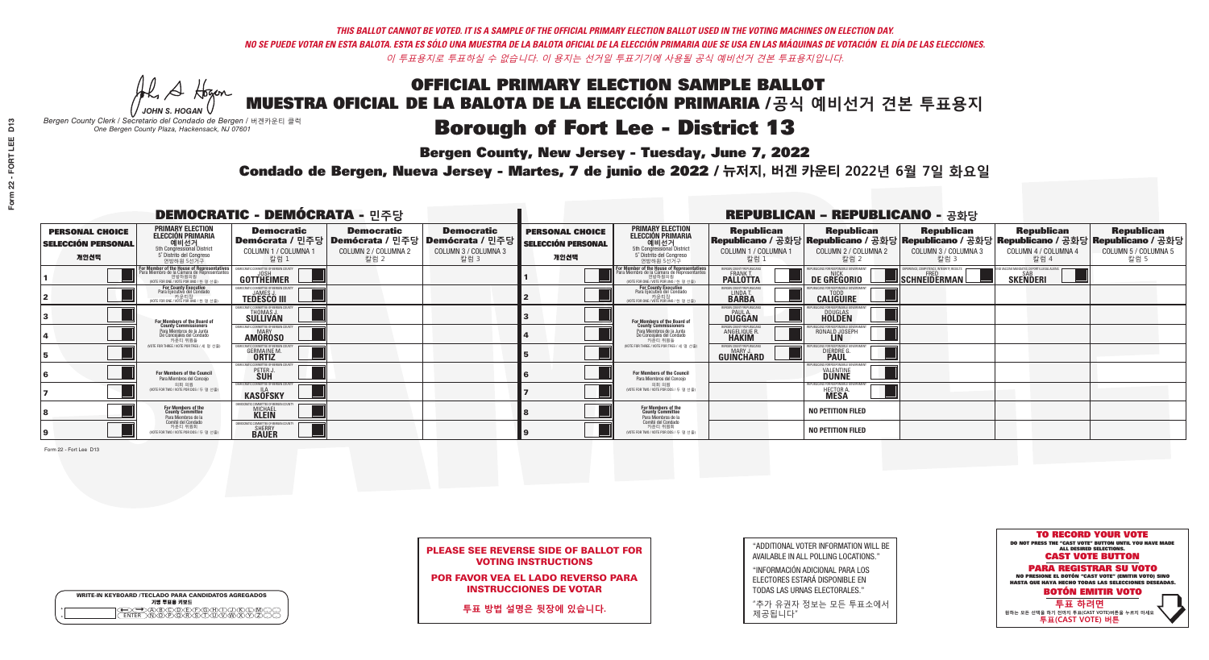*THIS BALLOT CANNOT BE VOTED. IT IS A SAMPLE OF THE OFFICIAL PRIMARY ELECTION BALLOT USED IN THE VOTING MACHINES ON ELECTION DAY.*
*NO SE PUEDE VOTAR EN ESTA BALOTA. ESTA ES SÓLO UNA MUESTRA DE LA BALOTA OFICIAL DE LA ELECCIÓN PRIMARIA QUE SE USA EN LAS MÁQUINAS DE VOTACIÓN EL DÍA DE LAS ELECCIONES.*
*이 투표용지로 투표하실 수 없습니다. 이 용지는 선거일 투표기기에 사용될 공식 예비선거 견본 투표용지입니다.*

JOHN S. HOGAN
*Bergen County Clerk / Secretario del Condado de Bergen / 버겐카운티 클럭*
*One Bergen County Plaza, Hackensack, NJ 07601*

# OFFICIAL PRIMARY ELECTION SAMPLE BALLOT
# MUESTRA OFICIAL DE LA BALOTA DE LA ELECCIÓN PRIMARIA / 공식 예비선거 견본 투표용지

## Borough of Fort Lee - District 13

**Bergen County, New Jersey - Tuesday, June 7, 2022**

**Condado de Bergen, Nueva Jersey - Martes, 7 de junio de 2022 / 뉴저지, 버겐 카운티 2022년 6월 7일 화요일**

### DEMOCRATIC - DEMÓCRATA - 민주당

| PERSONAL CHOICE / SELECCIÓN PERSONAL / 개인선택 | PRIMARY ELECTION / ELECCIÓN PRIMARIA / 예비선거 (5th Congressional District / 5° Distrito del Congreso / 연방하원 5선거구) | Democratic / Demócrata / 민주당 COLUMN 1 / COLUMNA 1 / 칼럼 1 | Democratic / Demócrata / 민주당 COLUMN 2 / COLUMNA 2 / 칼럼 2 | Democratic / Demócrata / 민주당 COLUMN 3 / COLUMNA 3 / 칼럼 3 |
|---|---|---|---|---|
| 1 | For Member of the House of Representatives / Para Miembro de la Cámara de Representantes / 연방하원의원 (VOTE FOR ONE / VOTE POR UNO / 한 명 선출) | JOSH GOTTHEIMER | | |
| 2 | For County Executive / Para Ejecutivo del Condado / 카운티장 (VOTE FOR ONE / VOTE POR UNO / 한 명 선출) | JAMES J. TEDESCO III | | |
| 3 | For Members of the Board of County Commissioners / Para Miembros de la Junta De Concejales del Condado / 카운티 위원들 (VOTE FOR THREE / VOTE POR TRES / 세 명 선출) | THOMAS J. SULLIVAN | | |
| 4 | | MARY AMOROSO | | |
| 5 | | GERMAINE M. ORTIZ | | |
| 6 | For Members of the Council / Para Miembros del Concejo / 의회 의원 (VOTE FOR TWO / VOTE POR DOS / 두 명 선출) | PETER J. SUH | | |
| 7 | | ILA KASOFSKY | | |
| 8 | For Members of the County Committee / Para Miembros de la Comité del Condado / 카운티 위원회 (VOTE FOR TWO / VOTE POR DOS / 두 명 선출) | MICHAEL KLEIN | | |
| 9 | | SHERRY BAUER | | |

### REPUBLICAN - REPUBLICANO - 공화당

| PERSONAL CHOICE / SELECCIÓN PERSONAL / 개인선택 | PRIMARY ELECTION / ELECCIÓN PRIMARIA / 예비선거 (5th Congressional District / 5° Distrito del Congreso / 연방하원 5선거구) | Republican / Republicano / 공화당 COLUMN 1 / COLUMNA 1 / 칼럼 1 | Republican / Republicano / 공화당 COLUMN 2 / COLUMNA 2 / 칼럼 2 | Republican / Republicano / 공화당 COLUMN 3 / COLUMNA 3 / 칼럼 3 | Republican / Republicano / 공화당 COLUMN 4 / COLUMNA 4 / 칼럼 4 | Republican / Republicano / 공화당 COLUMN 5 / COLUMNA 5 / 칼럼 5 |
|---|---|---|---|---|---|---|
| 1 | For Member of the House of Representatives / Para Miembro de la Cámara de Representantes / 연방하원의원 (VOTE FOR ONE / VOTE POR UNO / 한 명 선출) | FRANK T. PALLOTTA | NICK DE GREGORIO | FRED SCHNEIDERMAN | SAB SKENDERI | |
| 2 | For County Executive / Para Ejecutivo del Condado / 카운티장 (VOTE FOR ONE / VOTE POR UNO / 한 명 선출) | LINDA T. BARBA | TODD CALIGUIRE | | | |
| 3 | For Members of the Board of County Commissioners / Para Miembros de la Junta De Concejales del Condado / 카운티 위원들 (VOTE FOR THREE / VOTE POR TRES / 세 명 선출) | PAUL A. DUGGAN | DOUGLAS HOLDEN | | | |
| 4 | | ANGELIQUE R. HAKIM | RONALD JOSEPH LIN | | | |
| 5 | | MARY J. GUINCHARD | DIERDRE G. PAUL | | | |
| 6 | For Members of the Council / Para Miembros del Concejo / 의회 의원 (VOTE FOR TWO / VOTE POR DOS / 두 명 선출) | | VALENTINE DUNNE | | | |
| 7 | | | HECTOR A. MESA | | | |
| 8 | For Members of the County Committee / Para Miembros de la Comité del Condado / 카운티 위원회 (VOTE FOR TWO / VOTE POR DOS / 두 명 선출) | | NO PETITION FILED | | | |
| 9 | | | NO PETITION FILED | | | |

Form 22 - Fort Lee D13

**PLEASE SEE REVERSE SIDE OF BALLOT FOR VOTING INSTRUCTIONS**

**POR FAVOR VEA EL LADO REVERSO PARA INSTRUCCIONES DE VOTAR**

**투표 방법 설명은 뒷장에 있습니다.**

"ADDITIONAL VOTER INFORMATION WILL BE AVAILABLE IN ALL POLLING LOCATIONS."

"INFORMACIÓN ADICIONAL PARA LOS ELECTORES ESTARÁ DISPONIBLE EN TODAS LAS URNAS ELECTORALES."

"추가 유권자 정보는 모든 투표소에서 제공됩니다"

WRITE-IN KEYBOARD /TECLADO PARA CANDIDATOS AGREGADOS
기명 투표용 키보드

**TO RECORD YOUR VOTE**
DO NOT PRESS THE "CAST VOTE" BUTTON UNTIL YOU HAVE MADE ALL DESIRED SELECTIONS.
**CAST VOTE BUTTON**

**PARA REGISTRAR SU VOTO**
NO PRESIONE EL BOTÓN "CAST VOTE" (EMITIR VOTO) SINO HASTA QUE HAYA HECHO TODAS LAS SELECCIONES DESEADAS.
**BOTÓN EMITIR VOTO**

**투표 하려면**
원하는 모든 선택을 하기 전까지 투표(CAST VOTE)버튼을 누르지 마세요
**투표(CAST VOTE) 버튼**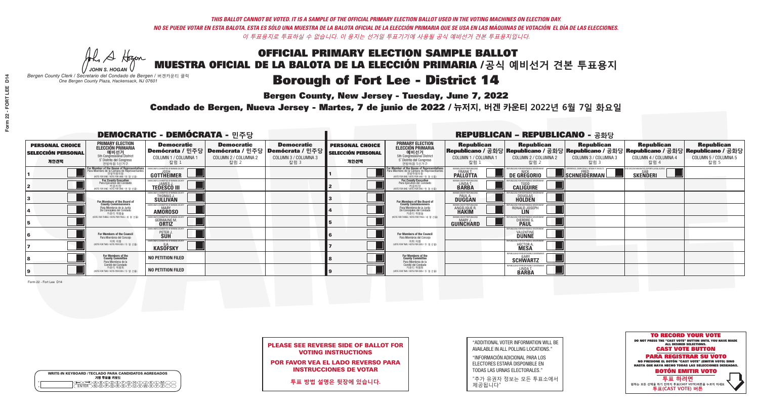THIS BALLOT CANNOT BE VOTED. IT IS A SAMPLE OF THE OFFICIAL PRIMARY ELECTION BALLOT USED IN THE VOTING MACHINES ON ELECTION DAY.
NO SE PUEDE VOTAR EN ESTA BALOTA. ESTA ES SÓLO UNA MUESTRA DE LA BALOTA OFICIAL DE LA ELECCIÓN PRIMARIA QUE SE USA EN LAS MÁQUINAS DE VOTACIÓN EL DÍA DE LAS ELECCIONES.
이 투표용지로 투표하실 수 없습니다. 이 용지는 선거일 투표기기에 사용될 공식 예비선거 견본 투표용지입니다.

JOHN S. HOGAN
*Bergen County Clerk / Secretario del Condado de Bergen / 버겐카운티 클럭*
*One Bergen County Plaza, Hackensack, NJ 07601*

# OFFICIAL PRIMARY ELECTION SAMPLE BALLOT
# MUESTRA OFICIAL DE LA BALOTA DE LA ELECCIÓN PRIMARIA /공식 예비선거 견본 투표용지

## Borough of Fort Lee - District 14

**Bergen County, New Jersey - Tuesday, June 7, 2022**

**Condado de Bergen, Nueva Jersey - Martes, 7 de junio de 2022 / 뉴저지, 버겐 카운티 2022년 6월 7일 화요일**

## DEMOCRATIC - DEMÓCRATA - 민주당

| PERSONAL CHOICE / SELECCIÓN PERSONAL / 개인선택 | PRIMARY ELECTION / ELECCIÓN PRIMARIA / 예비선거 (5th Congressional District / 5° Distrito del Congreso / 연방하원 5선거구) | Democratic / Demócrata / 민주당 COLUMN 1 / COLUMNA 1 / 칼럼 1 | Democratic / Demócrata / 민주당 COLUMN 2 / COLUMNA 2 / 칼럼 2 | Democratic / Demócrata / 민주당 COLUMN 3 / COLUMNA 3 / 칼럼 3 |
|---|---|---|---|---|
| 1 | For Member of the House of Representatives / Para Miembro de la Cámara de Representantes / 연방하원의원 (VOTE FOR ONE / VOTE POR UNO / 한 명 선출) | JOSH GOTTHEIMER | | |
| 2 | For County Executive / Para Ejecutivo del Condado / 카운티장 (VOTE FOR ONE / VOTE POR UNO / 한 명 선출) | JAMES J. TEDESCO III | | |
| 3 | For Members of the Board of County Commissioners / Para Miembros de la Junta De Concejales del Condado / 카운티 위원들 (VOTE FOR THREE / VOTE POR TRES / 세 명 선출) | THOMAS J. SULLIVAN | | |
| 4 | | MARY AMOROSO | | |
| 5 | | GERMAINE M. ORTIZ | | |
| 6 | For Members of the Council / Para Miembros del Concejo / 의회 의원 (VOTE FOR TWO / VOTE POR DOS / 두 명 선출) | PETER J. SUH | | |
| 7 | | ILA KASOFSKY | | |
| 8 | For Members of the County Committee / Para Miembros de la Comité del Condado / 카운티 위원회 (VOTE FOR TWO / VOTE POR DOS / 두 명 선출) | NO PETITION FILED | | |
| 9 | | NO PETITION FILED | | |

## REPUBLICAN - REPUBLICANO - 공화당

| PERSONAL CHOICE / SELECCIÓN PERSONAL / 개인선택 | PRIMARY ELECTION / ELECCIÓN PRIMARIA / 예비선거 (5th Congressional District / 5° Distrito del Congreso / 연방하원 5선거구) | Republican / Republicano / 공화당 COLUMN 1 / COLUMNA 1 / 칼럼 1 | Republican / Republicano / 공화당 COLUMN 2 / COLUMNA 2 / 칼럼 2 | Republican / Republicano / 공화당 COLUMN 3 / COLUMNA 3 / 칼럼 3 | Republican / Republicano / 공화당 COLUMN 4 / COLUMNA 4 / 칼럼 4 | Republican / Republicano / 공화당 COLUMN 5 / COLUMNA 5 / 칼럼 5 |
|---|---|---|---|---|---|---|
| 1 | For Member of the House of Representatives / Para Miembro de la Cámara de Representantes / 연방하원의원 (VOTE FOR ONE / VOTE POR UNO / 한 명 선출) | FRANK T. PALLOTTA | NICK DE GREGORIO | FRED SCHNEIDERMAN | SAB SKENDERI | |
| 2 | For County Executive / Para Ejecutivo del Condado / 카운티장 (VOTE FOR ONE / VOTE POR UNO / 한 명 선출) | LINDA T. BARBA | TODD CALIGUIRE | | | |
| 3 | For Members of the Board of County Commissioners / Para Miembros de la Junta De Concejales del Condado / 카운티 위원들 (VOTE FOR THREE / VOTE POR TRES / 세 명 선출) | PAUL A. DUGGAN | DOUGLAS HOLDEN | | | |
| 4 | | ANGELIQUE R. HAKIM | RONALD JOSEPH LIN | | | |
| 5 | | MARY J. GUINCHARD | DIERDRE G. PAUL | | | |
| 6 | For Members of the Council / Para Miembros del Concejo / 의회 의원 (VOTE FOR TWO / VOTE POR DOS / 두 명 선출) | | VALENTINE DUNNE | | | |
| 7 | | | HECTOR A. MESA | | | |
| 8 | For Members of the County Committee / Para Miembros de la Comité del Condado / 카운티 위원회 (VOTE FOR TWO / VOTE POR DOS / 두 명 선출) | | GARY SCHWARTZ | | | |
| 9 | | | LINDA T. BARBA | | | |

Form 22 - Fort Lee D14

**PLEASE SEE REVERSE SIDE OF BALLOT FOR VOTING INSTRUCTIONS**

**POR FAVOR VEA EL LADO REVERSO PARA INSTRUCCIONES DE VOTAR**

**투표 방법 설명은 뒷장에 있습니다.**

"ADDITIONAL VOTER INFORMATION WILL BE AVAILABLE IN ALL POLLING LOCATIONS."

"INFORMACIÓN ADICIONAL PARA LOS ELECTORES ESTARÁ DISPONIBLE EN TODAS LAS URNAS ELECTORALES."

"추가 유권자 정보는 모든 투표소에서 제공됩니다"

WRITE-IN KEYBOARD /TECLADO PARA CANDIDATOS AGREGADOS
기명 투표용 키보드

**TO RECORD YOUR VOTE**
DO NOT PRESS THE "CAST VOTE" BUTTON UNTIL YOU HAVE MADE ALL DESIRED SELECTIONS.
**CAST VOTE BUTTON**

**PARA REGISTRAR SU VOTO**
NO PRESIONE EL BOTÓN "CAST VOTE" (EMITIR VOTO) SINO HASTA QUE HAYA HECHO TODAS LAS SELECCIONES DESEADAS.
**BOTÓN EMITIR VOTO**

**투표 하려면**
원하는 모든 선택을 하기 전까지 투표(CAST VOTE)버튼을 누르지 마세요.
**투표(CAST VOTE) 버튼**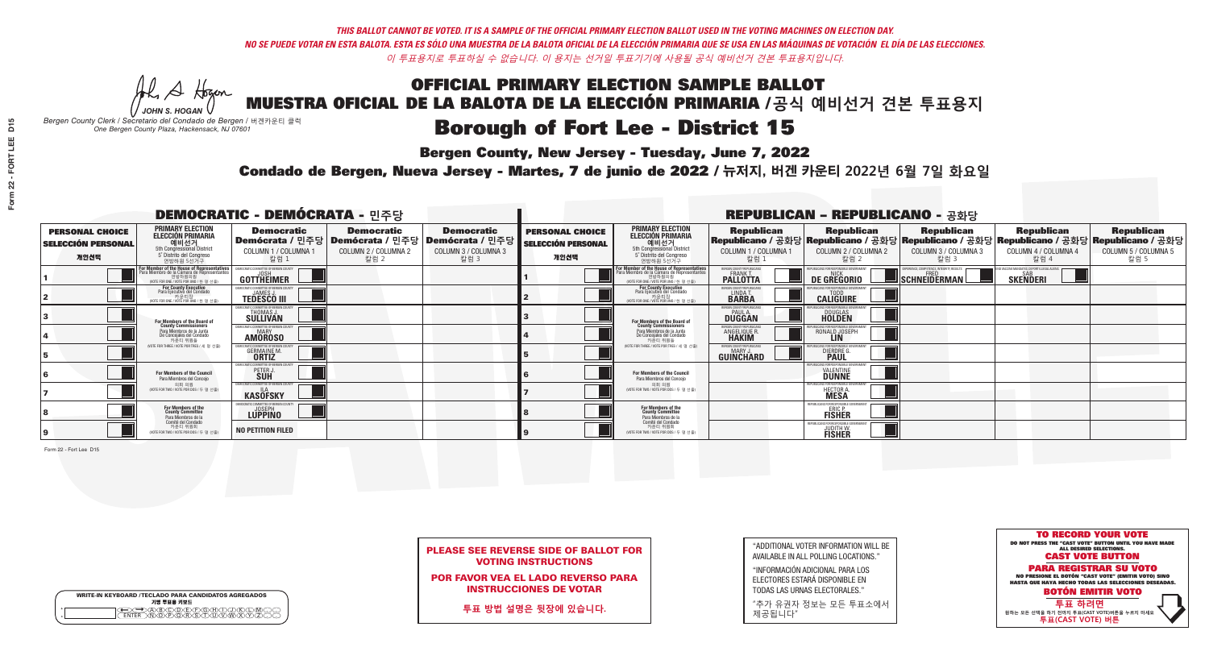*THIS BALLOT CANNOT BE VOTED. IT IS A SAMPLE OF THE OFFICIAL PRIMARY ELECTION BALLOT USED IN THE VOTING MACHINES ON ELECTION DAY.*
*NO SE PUEDE VOTAR EN ESTA BALOTA. ESTA ES SÓLO UNA MUESTRA DE LA BALOTA OFICIAL DE LA ELECCIÓN PRIMARIA QUE SE USA EN LAS MÁQUINAS DE VOTACIÓN EL DÍA DE LAS ELECCIONES.*
*이 투표용지로 투표하실 수 없습니다. 이 용지는 선거일 투표기기에 사용될 공식 예비선거 견본 투표용지입니다.*

JOHN S. HOGAN
*Bergen County Clerk / Secretario del Condado de Bergen / 버겐카운티 클럭*
*One Bergen County Plaza, Hackensack, NJ 07601*

# OFFICIAL PRIMARY ELECTION SAMPLE BALLOT
# MUESTRA OFICIAL DE LA BALOTA DE LA ELECCIÓN PRIMARIA /공식 예비선거 견본 투표용지

## Borough of Fort Lee - District 15

**Bergen County, New Jersey - Tuesday, June 7, 2022**

**Condado de Bergen, Nueva Jersey - Martes, 7 de junio de 2022 / 뉴저지, 버겐 카운티 2022년 6월 7일 화요일**

### DEMOCRATIC - DEMÓCRATA - 민주당

| PERSONAL CHOICE / SELECCIÓN PERSONAL / 개인선택 | PRIMARY ELECTION / ELECCIÓN PRIMARIA / 예비선거 (5th Congressional District / 5° Distrito del Congreso / 연방하원 5선거구) | Democratic / Demócrata / 민주당 COLUMN 1 / COLUMNA 1 / 칼럼 1 | Democratic / Demócrata / 민주당 COLUMN 2 / COLUMNA 2 / 칼럼 2 | Democratic / Demócrata / 민주당 COLUMN 3 / COLUMNA 3 / 칼럼 3 |
|---|---|---|---|---|
| 1 | For Member of the House of Representatives / Para Miembro de la Cámara de Representantes / 연방하원의원 (VOTE FOR ONE / VOTE POR UNO / 한 명 선출) | JOSH GOTTHEIMER | | |
| 2 | For County Executive / Para Ejecutivo del Condado / 카운티장 (VOTE FOR ONE / VOTE POR UNO / 한 명 선출) | JAMES J. TEDESCO III | | |
| 3 | For Members of the Board of County Commissioners / Para Miembros de la Junta De Concejales del Condado / 카운티 위원들 (VOTE FOR THREE / VOTE POR TRES / 세 명 선출) | THOMAS J. SULLIVAN | | |
| 4 | | MARY AMOROSO | | |
| 5 | | GERMAINE M. ORTIZ | | |
| 6 | For Members of the Council / Para Miembros del Concejo / 의회 의원 (VOTE FOR TWO / VOTE POR DOS / 두 명 선출) | PETER J. SUH | | |
| 7 | | ILA KASOFSKY | | |
| 8 | For Members of the County Committee / Para Miembros de la Comité del Condado / 카운티 위원회 (VOTE FOR TWO / VOTE POR DOS / 두 명 선출) | JOSEPH LUPPINO | | |
| 9 | | NO PETITION FILED | | |

### REPUBLICAN - REPUBLICANO - 공화당

| PERSONAL CHOICE / SELECCIÓN PERSONAL / 개인선택 | PRIMARY ELECTION / ELECCIÓN PRIMARIA / 예비선거 (5th Congressional District / 5° Distrito del Congreso / 연방하원 5선거구) | Republican / Republicano / 공화당 COLUMN 1 / COLUMNA 1 / 칼럼 1 | Republican / Republicano / 공화당 COLUMN 2 / COLUMNA 2 / 칼럼 2 | Republican / Republicano / 공화당 COLUMN 3 / COLUMNA 3 / 칼럼 3 | Republican / Republicano / 공화당 COLUMN 4 / COLUMNA 4 / 칼럼 4 | Republican / Republicano / 공화당 COLUMN 5 / COLUMNA 5 / 칼럼 5 |
|---|---|---|---|---|---|---|
| 1 | For Member of the House of Representatives / Para Miembro de la Cámara de Representantes / 연방하원의원 (VOTE FOR ONE / VOTE POR UNO / 한 명 선출) | FRANK T. PALLOTTA | NICK DE GREGORIO | FRED SCHNEIDERMAN | SAB SKENDERI | |
| 2 | For County Executive / Para Ejecutivo del Condado / 카운티장 (VOTE FOR ONE / VOTE POR UNO / 한 명 선출) | LINDA T. BARBA | TODD CALIGUIRE | | | |
| 3 | For Members of the Board of County Commissioners / Para Miembros de la Junta De Concejales del Condado / 카운티 위원들 (VOTE FOR THREE / VOTE POR TRES / 세 명 선출) | PAUL A. DUGGAN | DOUGLAS HOLDEN | | | |
| 4 | | ANGELIQUE R. HAKIM | RONALD JOSEPH LIN | | | |
| 5 | | MARY J. GUINCHARD | DIERDRE G. PAUL | | | |
| 6 | For Members of the Council / Para Miembros del Concejo / 의회 의원 (VOTE FOR TWO / VOTE POR DOS / 두 명 선출) | | VALENTINE DUNNE | | | |
| 7 | | | HECTOR A. MESA | | | |
| 8 | For Members of the County Committee / Para Miembros de la Comité del Condado / 카운티 위원회 (VOTE FOR TWO / VOTE POR DOS / 두 명 선출) | | ERIC P. FISHER | | | |
| 9 | | | JUDITH W. FISHER | | | |

Form 22 - Fort Lee D15

**PLEASE SEE REVERSE SIDE OF BALLOT FOR VOTING INSTRUCTIONS**

**POR FAVOR VEA EL LADO REVERSO PARA INSTRUCCIONES DE VOTAR**

**투표 방법 설명은 뒷장에 있습니다.**

"ADDITIONAL VOTER INFORMATION WILL BE AVAILABLE IN ALL POLLING LOCATIONS."

"INFORMACIÓN ADICIONAL PARA LOS ELECTORES ESTARÁ DISPONIBLE EN TODAS LAS URNAS ELECTORALES."

"추가 유권자 정보는 모든 투표소에서 제공됩니다"

**TO RECORD YOUR VOTE**
DO NOT PRESS THE "CAST VOTE" BUTTON UNTIL YOU HAVE MADE ALL DESIRED SELECTIONS.
**CAST VOTE BUTTON**

**PARA REGISTRAR SU VOTO**
NO PRESIONE EL BOTÓN "CAST VOTE" (EMITIR VOTO) SINO HASTA QUE HAYA HECHO TODAS LAS SELECCIONES DESEADAS.
**BOTÓN EMITIR VOTO**

**투표 하려면**
원하는 모든 선택을 하기 전까지 투표(CAST VOTE)버튼을 누르지 마세요
**투표(CAST VOTE) 버튼**

WRITE-IN KEYBOARD /TECLADO PARA CANDIDATOS AGREGADOS
기명 투표용 키보드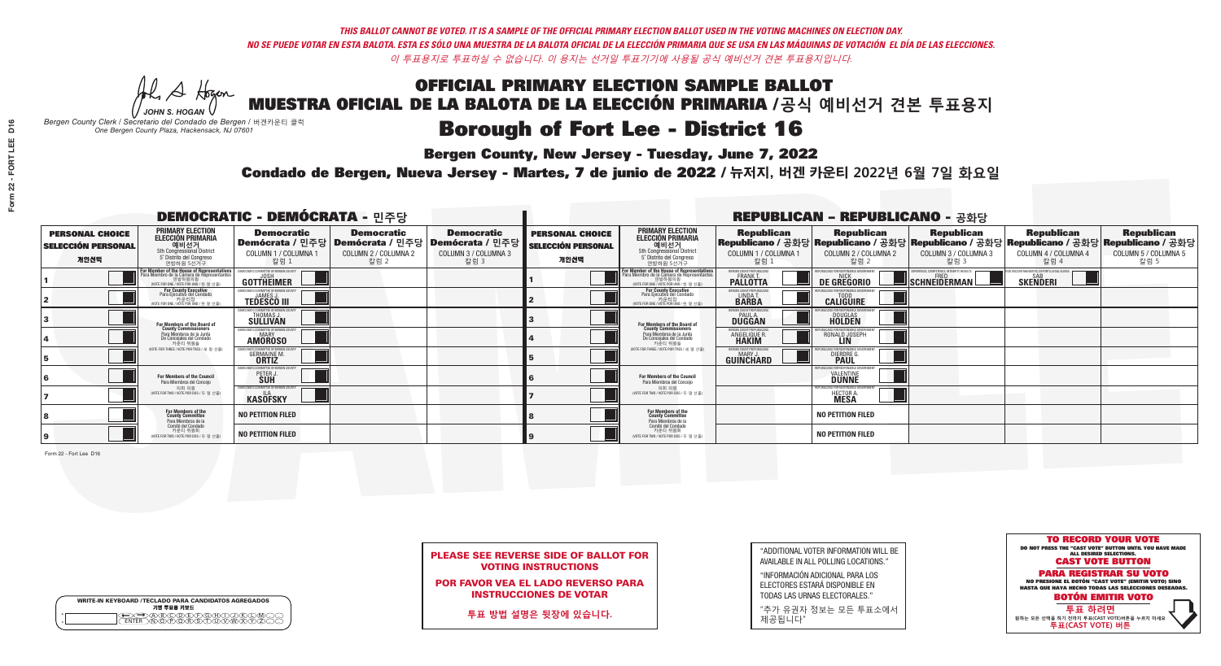*THIS BALLOT CANNOT BE VOTED. IT IS A SAMPLE OF THE OFFICIAL PRIMARY ELECTION BALLOT USED IN THE VOTING MACHINES ON ELECTION DAY.*
*NO SE PUEDE VOTAR EN ESTA BALOTA. ESTA ES SÓLO UNA MUESTRA DE LA BALOTA OFICIAL DE LA ELECCIÓN PRIMARIA QUE SE USA EN LAS MÁQUINAS DE VOTACIÓN EL DÍA DE LAS ELECCIONES.*
*이 투표용지로 투표하실 수 없습니다. 이 용지는 선거일 투표기기에 사용될 공식 예비선거 견본 투표용지입니다.*

JOHN S. HOGAN
*Bergen County Clerk / Secretario del Condado de Bergen / 버겐카운티 클럭*
*One Bergen County Plaza, Hackensack, NJ 07601*

# OFFICIAL PRIMARY ELECTION SAMPLE BALLOT
# MUESTRA OFICIAL DE LA BALOTA DE LA ELECCIÓN PRIMARIA /공식 예비선거 견본 투표용지

## Borough of Fort Lee - District 16

**Bergen County, New Jersey - Tuesday, June 7, 2022**

**Condado de Bergen, Nueva Jersey - Martes, 7 de junio de 2022 / 뉴저지, 버겐 카운티 2022년 6월 7일 화요일**

### DEMOCRATIC - DEMÓCRATA - 민주당

| PERSONAL CHOICE / SELECCIÓN PERSONAL / 개인선택 | PRIMARY ELECTION / ELECCIÓN PRIMARIA / 예비선거 (5th Congressional District / 5° Distrito del Congreso / 연방하원 5선거구) | Democratic / Demócrata / 민주당 COLUMN 1 / COLUMNA 1 / 칼럼 1 | Democratic / Demócrata / 민주당 COLUMN 2 / COLUMNA 2 / 칼럼 2 | Democratic / Demócrata / 민주당 COLUMN 3 / COLUMNA 3 / 칼럼 3 |
|---|---|---|---|---|
| 1 | For Member of the House of Representatives / Para Miembro de la Cámara de Representantes / 연방하원의원 (VOTE FOR ONE / VOTE POR UNO / 한 명 선출) | JOSH GOTTHEIMER | | |
| 2 | For County Executive / Para Ejecutivo del Condado / 카운티장 (VOTE FOR ONE / VOTE POR UNO / 한 명 선출) | JAMES J. TEDESCO III | | |
| 3 | For Members of the Board of County Commissioners / Para Miembros de la Junta De Concejales del Condado / 카운티 위원들 (VOTE FOR THREE / VOTE POR TRES / 세 명 선출) | THOMAS J. SULLIVAN | | |
| 4 | | MARY AMOROSO | | |
| 5 | | GERMAINE M. ORTIZ | | |
| 6 | For Members of the Council / Para Miembros del Concejo / 의회 의원 (VOTE FOR TWO / VOTE POR DOS / 두 명 선출) | PETER J. SUH | | |
| 7 | | ILA KASOFSKY | | |
| 8 | For Members of the County Committee / Para Miembros de la Comité del Condado / 카운티 위원회 (VOTE FOR TWO / VOTE POR DOS / 두 명 선출) | NO PETITION FILED | | |
| 9 | | NO PETITION FILED | | |

### REPUBLICAN - REPUBLICANO - 공화당

| PERSONAL CHOICE / SELECCIÓN PERSONAL / 개인선택 | PRIMARY ELECTION / ELECCIÓN PRIMARIA / 예비선거 (5th Congressional District / 5° Distrito del Congreso / 연방하원 5선거구) | Republican / Republicano / 공화당 COLUMN 1 / COLUMNA 1 / 칼럼 1 | Republican / Republicano / 공화당 COLUMN 2 / COLUMNA 2 / 칼럼 2 | Republican / Republicano / 공화당 COLUMN 3 / COLUMNA 3 / 칼럼 3 | Republican / Republicano / 공화당 COLUMN 4 / COLUMNA 4 / 칼럼 4 | Republican / Republicano / 공화당 COLUMN 5 / COLUMNA 5 / 칼럼 5 |
|---|---|---|---|---|---|---|
| 1 | For Member of the House of Representatives / Para Miembro de la Cámara de Representantes / 연방하원의원 (VOTE FOR ONE / VOTE POR UNO / 한 명 선출) | FRANK T. PALLOTTA | NICK DE GREGORIO | FRED SCHNEIDERMAN | SAB SKENDERI | |
| 2 | For County Executive / Para Ejecutivo del Condado / 카운티장 (VOTE FOR ONE / VOTE POR UNO / 한 명 선출) | LINDA T. BARBA | TODD CALIGUIRE | | | |
| 3 | For Members of the Board of County Commissioners / Para Miembros de la Junta De Concejales del Condado / 카운티 위원들 (VOTE FOR THREE / VOTE POR TRES / 세 명 선출) | PAUL A. DUGGAN | DOUGLAS HOLDEN | | | |
| 4 | | ANGELIQUE R. HAKIM | RONALD JOSEPH LIN | | | |
| 5 | | MARY J. GUINCHARD | DIERDRE G. PAUL | | | |
| 6 | For Members of the Council / Para Miembros del Concejo / 의회 의원 (VOTE FOR TWO / VOTE POR DOS / 두 명 선출) | | VALENTINE DUNNE | | | |
| 7 | | | HECTOR A. MESA | | | |
| 8 | For Members of the County Committee / Para Miembros de la Comité del Condado / 카운티 위원회 (VOTE FOR TWO / VOTE POR DOS / 두 명 선출) | | NO PETITION FILED | | | |
| 9 | | | NO PETITION FILED | | | |

Form 22 - Fort Lee D16

**PLEASE SEE REVERSE SIDE OF BALLOT FOR VOTING INSTRUCTIONS**

**POR FAVOR VEA EL LADO REVERSO PARA INSTRUCCIONES DE VOTAR**

**투표 방법 설명은 뒷장에 있습니다.**

"ADDITIONAL VOTER INFORMATION WILL BE AVAILABLE IN ALL POLLING LOCATIONS."

"INFORMACIÓN ADICIONAL PARA LOS ELECTORES ESTARÁ DISPONIBLE EN TODAS LAS URNAS ELECTORALES."

"추가 유권자 정보는 모든 투표소에서 제공됩니다"

WRITE-IN KEYBOARD /TECLADO PARA CANDIDATOS AGREGADOS
기명 투표용 키보드

**TO RECORD YOUR VOTE**
DO NOT PRESS THE "CAST VOTE" BUTTON UNTIL YOU HAVE MADE ALL DESIRED SELECTIONS.
**CAST VOTE BUTTON**

**PARA REGISTRAR SU VOTO**
NO PRESIONE EL BOTÓN "CAST VOTE" (EMITIR VOTO) SINO HASTA QUE HAYA HECHO TODAS LAS SELECCIONES DESEADAS.
**BOTÓN EMITIR VOTO**

**투표 하려면**
원하는 모든 선택을 하기 전까지 투표(CAST VOTE)버튼을 누르지 마세요
**투표(CAST VOTE) 버튼**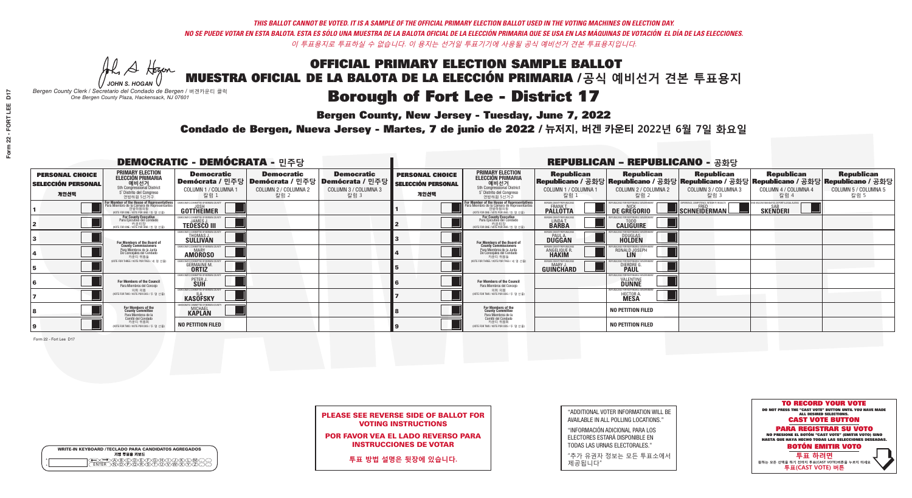*THIS BALLOT CANNOT BE VOTED. IT IS A SAMPLE OF THE OFFICIAL PRIMARY ELECTION BALLOT USED IN THE VOTING MACHINES ON ELECTION DAY.*
*NO SE PUEDE VOTAR EN ESTA BALOTA. ESTA ES SÓLO UNA MUESTRA DE LA BALOTA OFICIAL DE LA ELECCIÓN PRIMARIA QUE SE USA EN LAS MÁQUINAS DE VOTACIÓN EL DÍA DE LAS ELECCIONES.*
*이 투표용지로 투표하실 수 없습니다. 이 용지는 선거일 투표기기에 사용될 공식 예비선거 견본 투표용지입니다.*

JOHN S. HOGAN
*Bergen County Clerk / Secretario del Condado de Bergen / 버겐카운티 클럭*
*One Bergen County Plaza, Hackensack, NJ 07601*

# OFFICIAL PRIMARY ELECTION SAMPLE BALLOT
# MUESTRA OFICIAL DE LA BALOTA DE LA ELECCIÓN PRIMARIA /공식 예비선거 견본 투표용지

## Borough of Fort Lee - District 17

**Bergen County, New Jersey - Tuesday, June 7, 2022**

**Condado de Bergen, Nueva Jersey - Martes, 7 de junio de 2022 / 뉴저지, 버겐 카운티 2022년 6월 7일 화요일**

### DEMOCRATIC - DEMÓCRATA - 민주당

| PERSONAL CHOICE / SELECCIÓN PERSONAL / 개인선택 | PRIMARY ELECTION / ELECCIÓN PRIMARIA / 예비선거 (5th Congressional District / 5° Distrito del Congreso / 연방하원 5선거구) | Democratic / Demócrata / 민주당 COLUMN 1 / COLUMNA 1 / 칼럼 1 | Democratic / Demócrata / 민주당 COLUMN 2 / COLUMNA 2 / 칼럼 2 | Democratic / Demócrata / 민주당 COLUMN 3 / COLUMNA 3 / 칼럼 3 |
|---|---|---|---|---|
| 1 | For Member of the House of Representatives / Para Miembro de la Cámara de Representantes / 연방하원의원 (VOTE FOR ONE / VOTE POR UNO / 한 명 선출) | JOSH GOTTHEIMER | | |
| 2 | For County Executive / Para Ejecutivo del Condado / 카운티장 (VOTE FOR ONE / VOTE POR UNO / 한 명 선출) | JAMES J. TEDESCO III | | |
| 3 | For Members of the Board of County Commissioners / Para Miembros de la Junta De Concejales del Condado / 카운티 위원들 (VOTE FOR THREE / VOTE POR TRES / 세 명 선출) | THOMAS J. SULLIVAN | | |
| 4 | | MARY AMOROSO | | |
| 5 | | GERMAINE M. ORTIZ | | |
| 6 | For Members of the Council / Para Miembros del Concejo / 의회 의원 (VOTE FOR TWO / VOTE POR DOS / 두 명 선출) | PETER J. SUH | | |
| 7 | | ILA KASOFSKY | | |
| 8 | For Members of the County Committee / Para Miembros de la Comité del Condado / 카운티 위원회 (VOTE FOR TWO / VOTE POR DOS / 두 명 선출) | MICHAEL KAPLAN | | |
| 9 | | NO PETITION FILED | | |

### REPUBLICAN - REPUBLICANO - 공화당

| PERSONAL CHOICE / SELECCIÓN PERSONAL / 개인선택 | PRIMARY ELECTION / ELECCIÓN PRIMARIA / 예비선거 (5th Congressional District / 5° Distrito del Congreso / 연방하원 5선거구) | Republican / Republicano / 공화당 COLUMN 1 / COLUMNA 1 / 칼럼 1 | Republican / Republicano / 공화당 COLUMN 2 / COLUMNA 2 / 칼럼 2 | Republican / Republicano / 공화당 COLUMN 3 / COLUMNA 3 / 칼럼 3 | Republican / Republicano / 공화당 COLUMN 4 / COLUMNA 4 / 칼럼 4 | Republican / Republicano / 공화당 COLUMN 5 / COLUMNA 5 / 칼럼 5 |
|---|---|---|---|---|---|---|
| 1 | For Member of the House of Representatives / Para Miembro de la Cámara de Representantes / 연방하원의원 (VOTE FOR ONE / VOTE POR UNO / 한 명 선출) | FRANK T. PALLOTTA | NICK DE GREGORIO | FRED SCHNEIDERMAN | SAB SKENDERI | |
| 2 | For County Executive / Para Ejecutivo del Condado / 카운티장 (VOTE FOR ONE / VOTE POR UNO / 한 명 선출) | LINDA T. BARBA | TODD CALIGUIRE | | | |
| 3 | For Members of the Board of County Commissioners / Para Miembros de la Junta De Concejales del Condado / 카운티 위원들 (VOTE FOR THREE / VOTE POR TRES / 세 명 선출) | PAUL A. DUGGAN | DOUGLAS HOLDEN | | | |
| 4 | | ANGELIQUE R. HAKIM | RONALD JOSEPH LIN | | | |
| 5 | | MARY J. GUINCHARD | DIERDRE G. PAUL | | | |
| 6 | For Members of the Council / Para Miembros del Concejo / 의회 의원 (VOTE FOR TWO / VOTE POR DOS / 두 명 선출) | | VALENTINE DUNNE | | | |
| 7 | | | HECTOR A. MESA | | | |
| 8 | For Members of the County Committee / Para Miembros de la Comité del Condado / 카운티 위원회 (VOTE FOR TWO / VOTE POR DOS / 두 명 선출) | | NO PETITION FILED | | | |
| 9 | | | NO PETITION FILED | | | |

Form 22 - Fort Lee D17

**PLEASE SEE REVERSE SIDE OF BALLOT FOR VOTING INSTRUCTIONS**

**POR FAVOR VEA EL LADO REVERSO PARA INSTRUCCIONES DE VOTAR**

**투표 방법 설명은 뒷장에 있습니다.**

"ADDITIONAL VOTER INFORMATION WILL BE AVAILABLE IN ALL POLLING LOCATIONS."

"INFORMACIÓN ADICIONAL PARA LOS ELECTORES ESTARÁ DISPONIBLE EN TODAS LAS URNAS ELECTORALES."

"추가 유권자 정보는 모든 투표소에서 제공됩니다"

WRITE-IN KEYBOARD /TECLADO PARA CANDIDATOS AGREGADOS
기명 투표용 키보드

**TO RECORD YOUR VOTE**
DO NOT PRESS THE "CAST VOTE" BUTTON UNTIL YOU HAVE MADE ALL DESIRED SELECTIONS.
**CAST VOTE BUTTON**

**PARA REGISTRAR SU VOTO**
NO PRESIONE EL BOTÓN "CAST VOTE" (EMITIR VOTO) SINO HASTA QUE HAYA HECHO TODAS LAS SELECCIONES DESEADAS.
**BOTÓN EMITIR VOTO**

**투표 하려면**
원하는 모든 선택을 하기 전까지 투표(CAST VOTE)버튼을 누르지 마세요.
**투표(CAST VOTE) 버튼**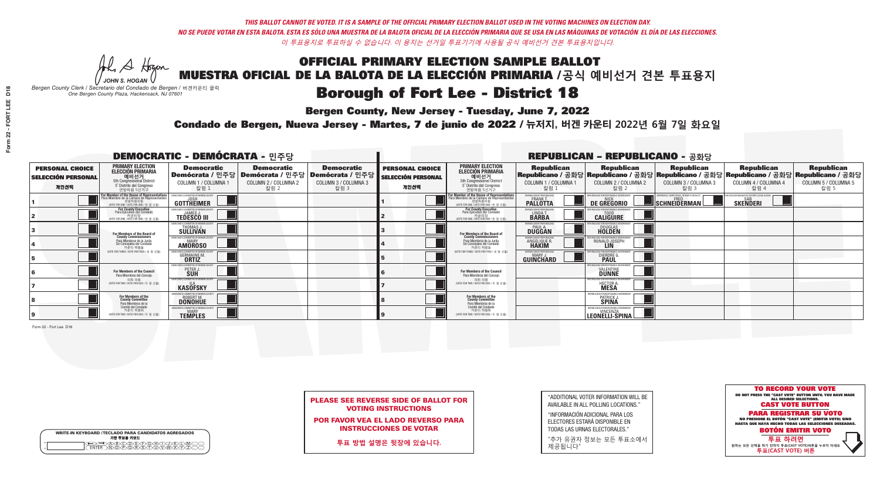*THIS BALLOT CANNOT BE VOTED. IT IS A SAMPLE OF THE OFFICIAL PRIMARY ELECTION BALLOT USED IN THE VOTING MACHINES ON ELECTION DAY.*
*NO SE PUEDE VOTAR EN ESTA BALOTA. ESTA ES SÓLO UNA MUESTRA DE LA BALOTA OFICIAL DE LA ELECCIÓN PRIMARIA QUE SE USA EN LAS MÁQUINAS DE VOTACIÓN EL DÍA DE LAS ELECCIONES.*
*이 투표용지로 투표하실 수 없습니다. 이 용지는 선거일 투표기기에 사용될 공식 예비선거 견본 투표용지입니다.*

JOHN S. HOGAN
*Bergen County Clerk / Secretario del Condado de Bergen / 버겐카운티 클럭*
*One Bergen County Plaza, Hackensack, NJ 07601*

# OFFICIAL PRIMARY ELECTION SAMPLE BALLOT
# MUESTRA OFICIAL DE LA BALOTA DE LA ELECCIÓN PRIMARIA /공식 예비선거 견본 투표용지
## Borough of Fort Lee - District 18
**Bergen County, New Jersey - Tuesday, June 7, 2022**
**Condado de Bergen, Nueva Jersey - Martes, 7 de junio de 2022 / 뉴저지, 버겐 카운티 2022년 6월 7일 화요일**

### DEMOCRATIC - DEMÓCRATA - 민주당

| PERSONAL CHOICE / SELECCIÓN PERSONAL / 개인선택 | PRIMARY ELECTION / ELECCIÓN PRIMARIA / 예비선거 (5th Congressional District / 5° Distrito del Congreso / 연방하원 5선거구) | Democratic / Demócrata / 민주당 COLUMN 1 / COLUMNA 1 / 칼럼 1 | Democratic / Demócrata / 민주당 COLUMN 2 / COLUMNA 2 / 칼럼 2 | Democratic / Demócrata / 민주당 COLUMN 3 / COLUMNA 3 / 칼럼 3 |
|---|---|---|---|---|
| 1 | For Member of the House of Representatives / Para Miembro de la Cámara de Representantes / 연방하원의원 (VOTE FOR ONE / VOTE POR UNO / 한 명 선출) | JOSH GOTTHEIMER | | |
| 2 | For County Executive / Para Ejecutivo del Condado / 카운티장 (VOTE FOR ONE / VOTE POR UNO / 한 명 선출) | JAMES J. TEDESCO III | | |
| 3 | For Members of the Board of County Commissioners / Para Miembros de la Junta De Concejales del Condado / 카운티 위원들 (VOTE FOR THREE / VOTE POR TRES / 세 명 선출) | THOMAS J. SULLIVAN | | |
| 4 | | MARY AMOROSO | | |
| 5 | | GERMAINE M. ORTIZ | | |
| 6 | For Members of the Council / Para Miembros del Concejo / 의회 의원 (VOTE FOR TWO / VOTE POR DOS / 두 명 선출) | PETER J. SUH | | |
| 7 | | ILA KASOFSKY | | |
| 8 | For Members of the County Committee / Para Miembros de la Comité del Condado / 카운티 위원회 (VOTE FOR TWO / VOTE POR DOS / 두 명 선출) | ROBERT M. DONOHUE | | |
| 9 | | MARY TEMPLES | | |

### REPUBLICAN - REPUBLICANO - 공화당

| PERSONAL CHOICE / SELECCIÓN PERSONAL / 개인선택 | PRIMARY ELECTION / ELECCIÓN PRIMARIA / 예비선거 (5th Congressional District / 5° Distrito del Congreso / 연방하원 5선거구) | Republican / Republicano / 공화당 COLUMN 1 / COLUMNA 1 / 칼럼 1 | Republican / Republicano / 공화당 COLUMN 2 / COLUMNA 2 / 칼럼 2 | Republican / Republicano / 공화당 COLUMN 3 / COLUMNA 3 / 칼럼 3 | Republican / Republicano / 공화당 COLUMN 4 / COLUMNA 4 / 칼럼 4 | Republican / Republicano / 공화당 COLUMN 5 / COLUMNA 5 / 칼럼 5 |
|---|---|---|---|---|---|---|
| 1 | For Member of the House of Representatives / Para Miembro de la Cámara de Representantes / 연방하원의원 (VOTE FOR ONE / VOTE POR UNO / 한 명 선출) | FRANK T. PALLOTTA | NICK DE GREGORIO | FRED SCHNEIDERMAN | SAB SKENDERI | |
| 2 | For County Executive / Para Ejecutivo del Condado / 카운티장 (VOTE FOR ONE / VOTE POR UNO / 한 명 선출) | LINDA T. BARBA | TODD CALIGUIRE | | | |
| 3 | For Members of the Board of County Commissioners / Para Miembros de la Junta De Concejales del Condado / 카운티 위원들 (VOTE FOR THREE / VOTE POR TRES / 세 명 선출) | PAUL A. DUGGAN | DOUGLAS HOLDEN | | | |
| 4 | | ANGELIQUE R. HAKIM | RONALD JOSEPH LIN | | | |
| 5 | | MARY J. GUINCHARD | DIERDRE G. PAUL | | | |
| 6 | For Members of the Council / Para Miembros del Concejo / 의회 의원 (VOTE FOR TWO / VOTE POR DOS / 두 명 선출) | | VALENTINE DUNNE | | | |
| 7 | | | HECTOR A. MESA | | | |
| 8 | For Members of the County Committee / Para Miembros de la Comité del Condado / 카운티 위원회 (VOTE FOR TWO / VOTE POR DOS / 두 명 선출) | | PATRICK J. SPINA | | | |
| 9 | | | VINCENZA LEONELLI-SPINA | | | |

Form 22 - Fort Lee D18

**PLEASE SEE REVERSE SIDE OF BALLOT FOR VOTING INSTRUCTIONS**
**POR FAVOR VEA EL LADO REVERSO PARA INSTRUCCIONES DE VOTAR**
**투표 방법 설명은 뒷장에 있습니다.**

"ADDITIONAL VOTER INFORMATION WILL BE AVAILABLE IN ALL POLLING LOCATIONS."
"INFORMACIÓN ADICIONAL PARA LOS ELECTORES ESTARÁ DISPONIBLE EN TODAS LAS URNAS ELECTORALES."
"추가 유권자 정보는 모든 투표소에서 제공됩니다"

WRITE-IN KEYBOARD /TECLADO PARA CANDIDATOS AGREGADOS
기명 투표용 키보드

**TO RECORD YOUR VOTE**
DO NOT PRESS THE "CAST VOTE" BUTTON UNTIL YOU HAVE MADE ALL DESIRED SELECTIONS.
**CAST VOTE BUTTON**
**PARA REGISTRAR SU VOTO**
NO PRESIONE EL BOTÓN "CAST VOTE" (EMITIR VOTO) SINO HASTA QUE HAYA HECHO TODAS LAS SELECCIONES DESEADAS.
**BOTÓN EMITIR VOTO**
**투표 하려면**
원하는 모든 선택을 하기 전까지 투표(CAST VOTE)버튼을 누르지 마세요
**투표(CAST VOTE) 버튼**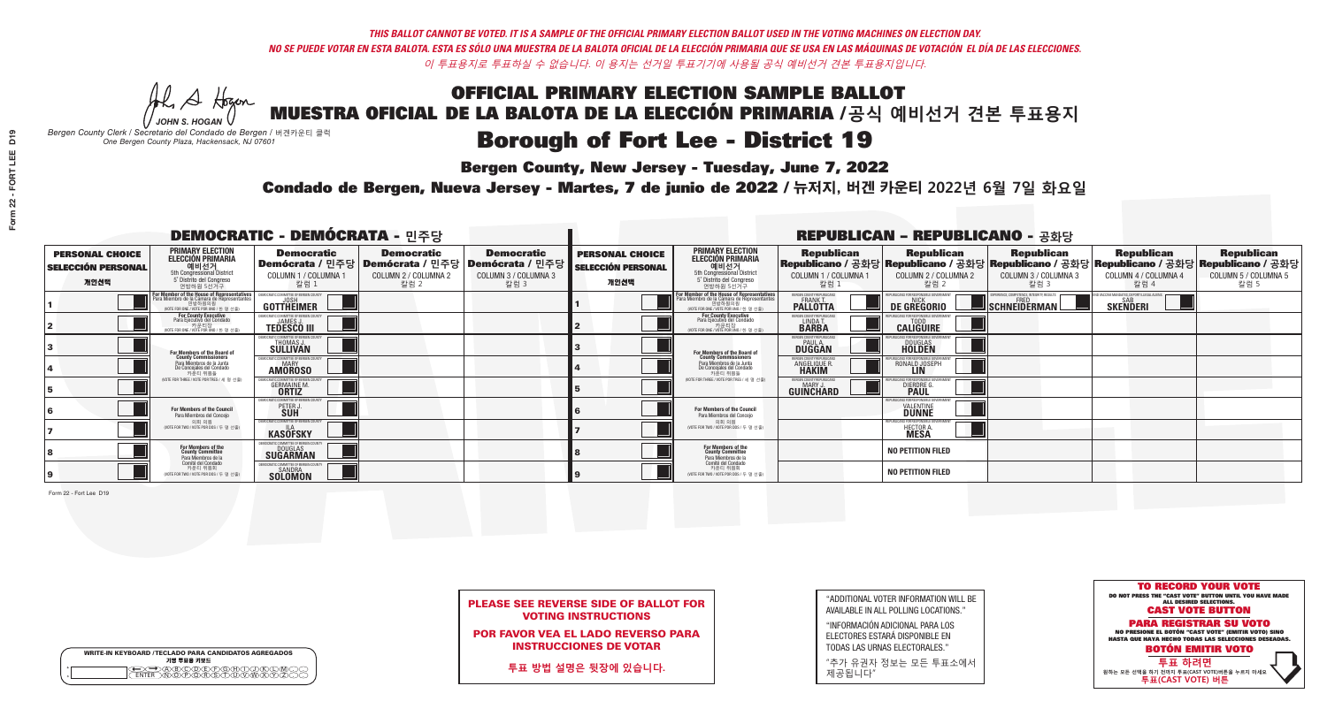*THIS BALLOT CANNOT BE VOTED. IT IS A SAMPLE OF THE OFFICIAL PRIMARY ELECTION BALLOT USED IN THE VOTING MACHINES ON ELECTION DAY.*
*NO SE PUEDE VOTAR EN ESTA BALOTA. ESTA ES SÓLO UNA MUESTRA DE LA BALOTA OFICIAL DE LA ELECCIÓN PRIMARIA QUE SE USA EN LAS MÁQUINAS DE VOTACIÓN EL DÍA DE LAS ELECCIONES.*
*이 투표용지로 투표하실 수 없습니다. 이 용지는 선거일 투표기기에 사용될 공식 예비선거 견본 투표용지입니다.*

JOHN S. HOGAN
*Bergen County Clerk / Secretario del Condado de Bergen / 버겐카운티 클럭*
*One Bergen County Plaza, Hackensack, NJ 07601*

# OFFICIAL PRIMARY ELECTION SAMPLE BALLOT
# MUESTRA OFICIAL DE LA BALOTA DE LA ELECCIÓN PRIMARIA /공식 예비선거 견본 투표용지

## Borough of Fort Lee - District 19

**Bergen County, New Jersey - Tuesday, June 7, 2022**

**Condado de Bergen, Nueva Jersey - Martes, 7 de junio de 2022 / 뉴저지, 버겐 카운티 2022년 6월 7일 화요일**

### DEMOCRATIC - DEMÓCRATA - 민주당

| PERSONAL CHOICE / SELECCIÓN PERSONAL / 개인선택 | PRIMARY ELECTION / ELECCIÓN PRIMARIA / 예비선거 (5th Congressional District / 5° Distrito del Congreso / 연방하원 5선거구) | Democratic / Demócrata / 민주당 COLUMN 1 / COLUMNA 1 / 칼럼 1 | Democratic / Demócrata / 민주당 COLUMN 2 / COLUMNA 2 / 칼럼 2 | Democratic / Demócrata / 민주당 COLUMN 3 / COLUMNA 3 / 칼럼 3 |
|---|---|---|---|---|
| 1 | For Member of the House of Representatives / Para Miembro de la Cámara de Representantes / 연방하원의원 (VOTE FOR ONE / VOTE POR UNO / 한 명 선출) | JOSH GOTTHEIMER | | |
| 2 | For County Executive / Para Ejecutivo del Condado / 카운티장 (VOTE FOR ONE / VOTE POR UNO / 한 명 선출) | JAMES J. TEDESCO III | | |
| 3 | For Members of the Board of County Commissioners / Para Miembros de la Junta De Concejales del Condado / 카운티 위원들 (VOTE FOR THREE / VOTE POR TRES / 세 명 선출) | THOMAS J. SULLIVAN | | |
| 4 | | MARY AMOROSO | | |
| 5 | | GERMAINE M. ORTIZ | | |
| 6 | For Members of the Council / Para Miembros del Concejo / 의회 의원 (VOTE FOR TWO / VOTE POR DOS / 두 명 선출) | PETER J. SUH | | |
| 7 | | ILA KASOFSKY | | |
| 8 | For Members of the County Committee / Para Miembros de la Comité del Condado / 카운티 위원회 (VOTE FOR TWO / VOTE POR DOS / 두 명 선출) | DOUGLAS SUGARMAN | | |
| 9 | | SANDRA SOLOMON | | |

### REPUBLICAN - REPUBLICANO - 공화당

| PERSONAL CHOICE / SELECCIÓN PERSONAL / 개인선택 | PRIMARY ELECTION / ELECCIÓN PRIMARIA / 예비선거 (5th Congressional District / 5° Distrito del Congreso / 연방하원 5선거구) | Republican / Republicano / 공화당 COLUMN 1 / COLUMNA 1 / 칼럼 1 | Republican / Republicano / 공화당 COLUMN 2 / COLUMNA 2 / 칼럼 2 | Republican / Republicano / 공화당 COLUMN 3 / COLUMNA 3 / 칼럼 3 | Republican / Republicano / 공화당 COLUMN 4 / COLUMNA 4 / 칼럼 4 | Republican / Republicano / 공화당 COLUMN 5 / COLUMNA 5 / 칼럼 5 |
|---|---|---|---|---|---|---|
| 1 | For Member of the House of Representatives / Para Miembro de la Cámara de Representantes / 연방하원의원 (VOTE FOR ONE / VOTE POR UNO / 한 명 선출) | FRANK T. PALLOTTA | NICK DE GREGORIO | FRED SCHNEIDERMAN | SAB SKENDERI | |
| 2 | For County Executive / Para Ejecutivo del Condado / 카운티장 (VOTE FOR ONE / VOTE POR UNO / 한 명 선출) | LINDA T. BARBA | TODD CALIGUIRE | | | |
| 3 | For Members of the Board of County Commissioners / Para Miembros de la Junta De Concejales del Condado / 카운티 위원들 (VOTE FOR THREE / VOTE POR TRES / 세 명 선출) | PAUL A. DUGGAN | DOUGLAS HOLDEN | | | |
| 4 | | ANGELIQUE R. HAKIM | RONALD JOSEPH LIN | | | |
| 5 | | MARY J. GUINCHARD | DIERDRE G. PAUL | | | |
| 6 | For Members of the Council / Para Miembros del Concejo / 의회 의원 (VOTE FOR TWO / VOTE POR DOS / 두 명 선출) | | VALENTINE DUNNE | | | |
| 7 | | | HECTOR A. MESA | | | |
| 8 | For Members of the County Committee / Para Miembros de la Comité del Condado / 카운티 위원회 (VOTE FOR TWO / VOTE POR DOS / 두 명 선출) | | NO PETITION FILED | | | |
| 9 | | | NO PETITION FILED | | | |

Form 22 - Fort Lee D19

WRITE-IN KEYBOARD /TECLADO PARA CANDIDATOS AGREGADOS
기명 투표용 키보드

**PLEASE SEE REVERSE SIDE OF BALLOT FOR VOTING INSTRUCTIONS**

**POR FAVOR VEA EL LADO REVERSO PARA INSTRUCCIONES DE VOTAR**

**투표 방법 설명은 뒷장에 있습니다.**

"ADDITIONAL VOTER INFORMATION WILL BE AVAILABLE IN ALL POLLING LOCATIONS."

"INFORMACIÓN ADICIONAL PARA LOS ELECTORES ESTARÁ DISPONIBLE EN TODAS LAS URNAS ELECTORALES."

"추가 유권자 정보는 모든 투표소에서 제공됩니다"

**TO RECORD YOUR VOTE**
DO NOT PRESS THE "CAST VOTE" BUTTON UNTIL YOU HAVE MADE ALL DESIRED SELECTIONS.
**CAST VOTE BUTTON**

**PARA REGISTRAR SU VOTO**
NO PRESIONE EL BOTÓN "CAST VOTE" (EMITIR VOTO) SINO HASTA QUE HAYA HECHO TODAS LAS SELECCIONES DESEADAS.
**BOTÓN EMITIR VOTO**

**투표 하려면**
원하는 모든 선택을 하기 전까지 투표(CAST VOTE)버튼을 누르지 마세요.
**투표(CAST VOTE) 버튼**